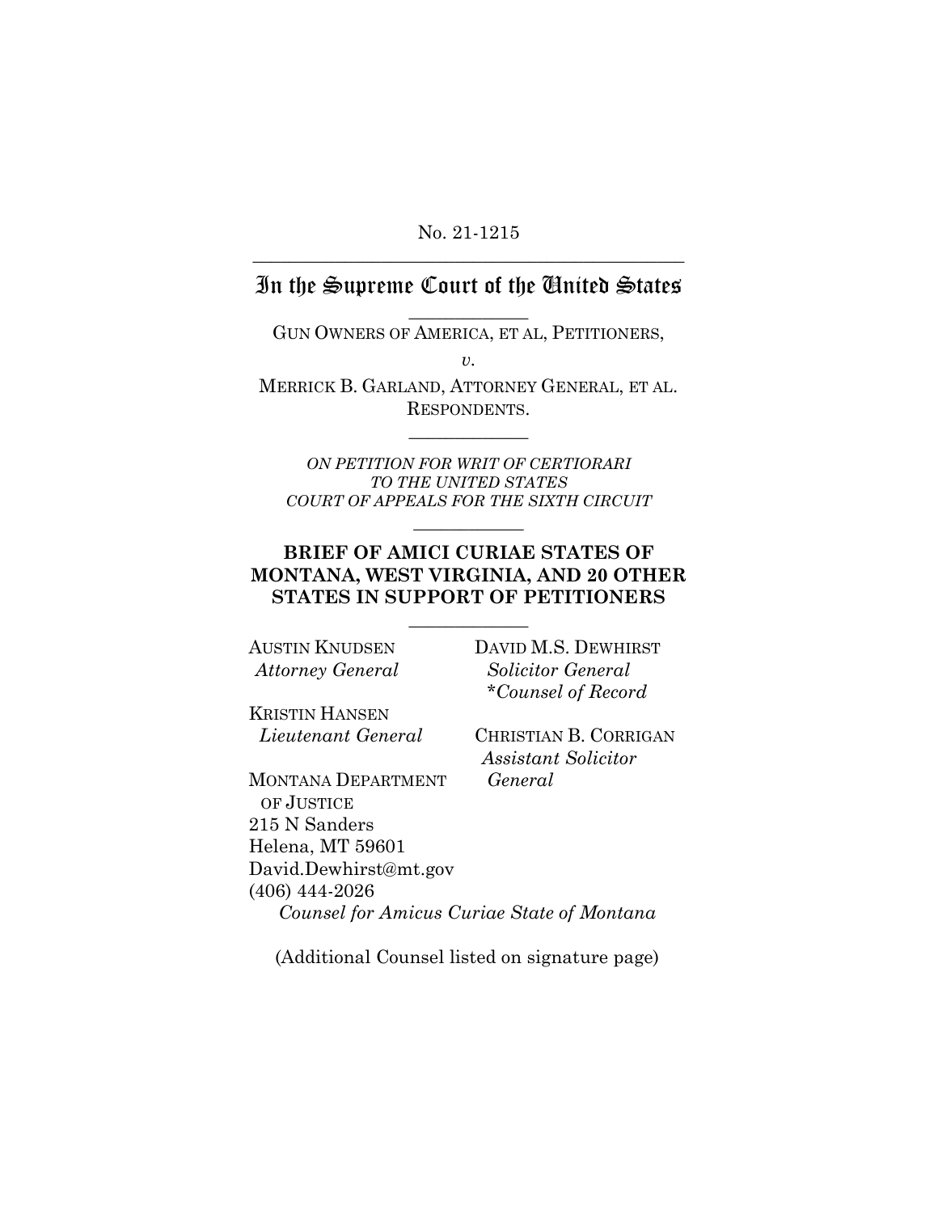No. 21-1215

---

# In the Supreme Court of the United States

---

GUN OWNERS OF AMERICA, ET AL, PETITIONERS,

*v.*

MERRICK B. GARLAND, ATTORNEY GENERAL, ET AL. RESPONDENTS.

---

*ON PETITION FOR WRIT OF CERTIORARI TO THE UNITED STATES COURT OF APPEALS FOR THE SIXTH CIRCUIT*

---

**BRIEF OF AMICI CURIAE STATES OF MONTANA, WEST VIRGINIA, AND 20 OTHER STATES IN SUPPORT OF PETITIONERS**

---

AUSTIN KNUDSEN
*Attorney General*

KRISTIN HANSEN
*Lieutenant General*

MONTANA DEPARTMENT OF JUSTICE
215 N Sanders
Helena, MT 59601
David.Dewhirst@mt.gov
(406) 444-2026

DAVID M.S. DEWHIRST
*Solicitor General*
*\*Counsel of Record*

CHRISTIAN B. CORRIGAN
*Assistant Solicitor General*

*Counsel for Amicus Curiae State of Montana*

(Additional Counsel listed on signature page)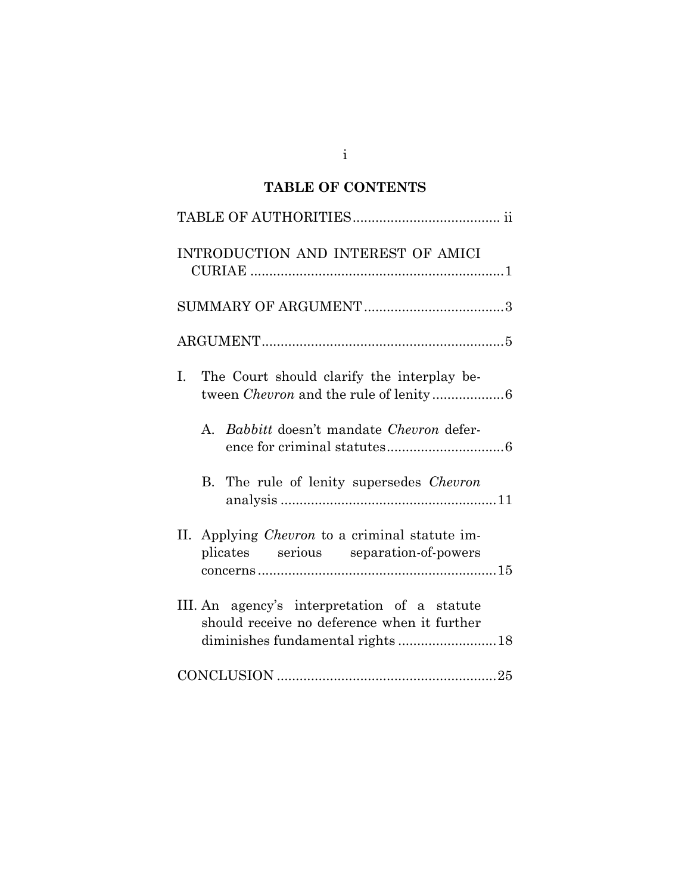## TABLE OF CONTENTS

TABLE OF AUTHORITIES ...................................... ii

INTRODUCTION AND INTEREST OF AMICI CURIAE ................................................................... 1

SUMMARY OF ARGUMENT ..................................... 3

ARGUMENT................................................................ 5

I. The Court should clarify the interplay between *Chevron* and the rule of lenity ................... 6

   A. *Babbitt* doesn't mandate *Chevron* deference for criminal statutes ............................... 6

   B. The rule of lenity supersedes *Chevron* analysis ......................................................... 11

II. Applying *Chevron* to a criminal statute implicates serious separation-of-powers concerns ............................................................. 15

III. An agency's interpretation of a statute should receive no deference when it further diminishes fundamental rights .......................... 18

CONCLUSION .......................................................... 25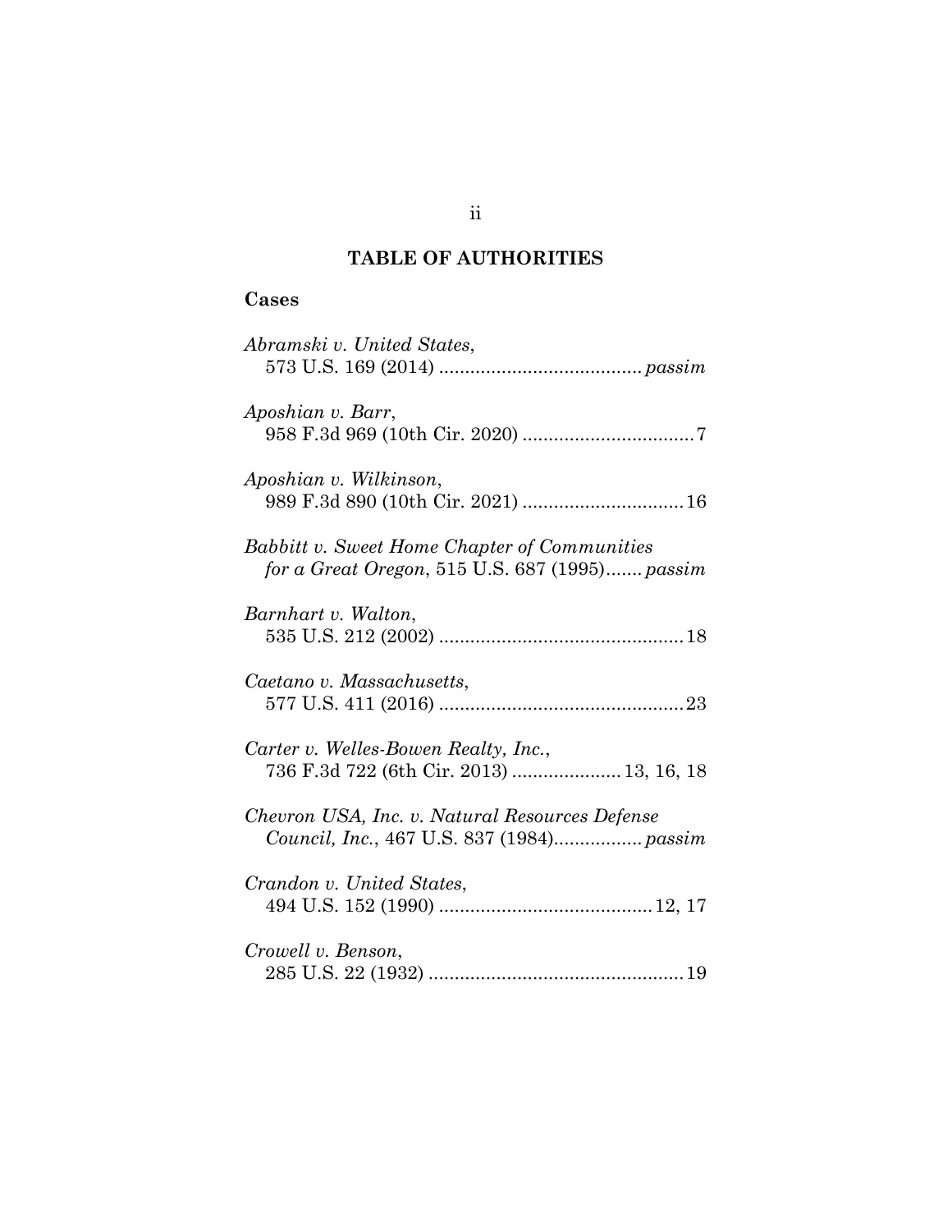# TABLE OF AUTHORITIES

## Cases

*Abramski v. United States*,
573 U.S. 169 (2014) ....................................... *passim*

*Aposhian v. Barr*,
958 F.3d 969 (10th Cir. 2020) ................................. 7

*Aposhian v. Wilkinson*,
989 F.3d 890 (10th Cir. 2021) ............................... 16

*Babbitt v. Sweet Home Chapter of Communities for a Great Oregon*, 515 U.S. 687 (1995)....... *passim*

*Barnhart v. Walton*,
535 U.S. 212 (2002) ............................................... 18

*Caetano v. Massachusetts*,
577 U.S. 411 (2016) ............................................... 23

*Carter v. Welles-Bowen Realty, Inc.*,
736 F.3d 722 (6th Cir. 2013) ..................... 13, 16, 18

*Chevron USA, Inc. v. Natural Resources Defense Council, Inc.*, 467 U.S. 837 (1984)................. *passim*

*Crandon v. United States*,
494 U.S. 152 (1990) ......................................... 12, 17

*Crowell v. Benson*,
285 U.S. 22 (1932) ................................................. 19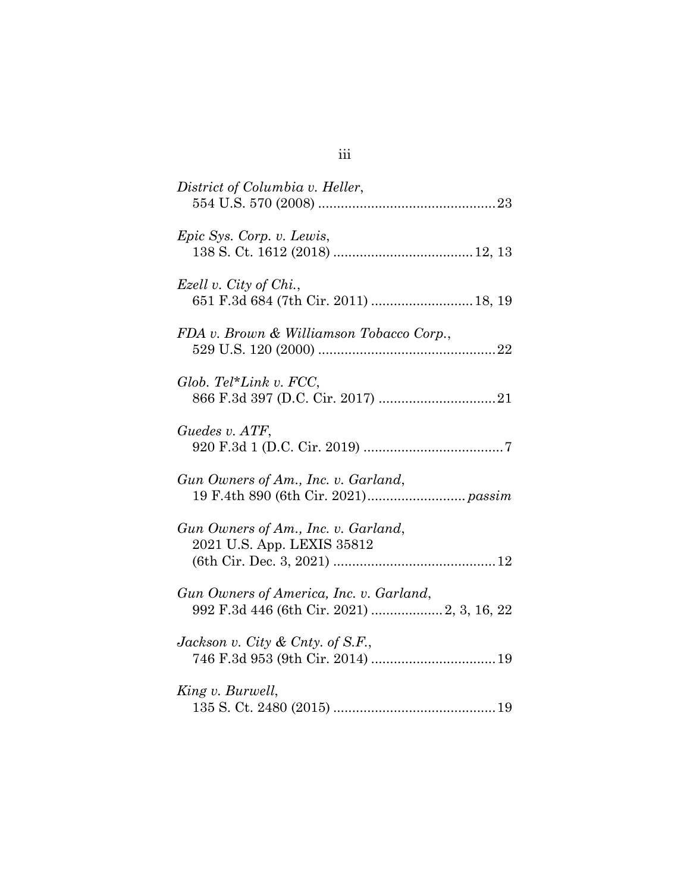*District of Columbia v. Heller*,
554 U.S. 570 (2008) ............................................... 23

*Epic Sys. Corp. v. Lewis*,
138 S. Ct. 1612 (2018) ..................................... 12, 13

*Ezell v. City of Chi.*,
651 F.3d 684 (7th Cir. 2011) ........................... 18, 19

*FDA v. Brown & Williamson Tobacco Corp.*,
529 U.S. 120 (2000) ............................................... 22

*Glob. Tel*Link v. FCC*,
866 F.3d 397 (D.C. Cir. 2017) ............................... 21

*Guedes v. ATF*,
920 F.3d 1 (D.C. Cir. 2019) ..................................... 7

*Gun Owners of Am., Inc. v. Garland*,
19 F.4th 890 (6th Cir. 2021) .......................... *passim*

*Gun Owners of Am., Inc. v. Garland*,
2021 U.S. App. LEXIS 35812
(6th Cir. Dec. 3, 2021) ........................................... 12

*Gun Owners of America, Inc. v. Garland*,
992 F.3d 446 (6th Cir. 2021) ................... 2, 3, 16, 22

*Jackson v. City & Cnty. of S.F.*,
746 F.3d 953 (9th Cir. 2014) ................................. 19

*King v. Burwell*,
135 S. Ct. 2480 (2015) ........................................... 19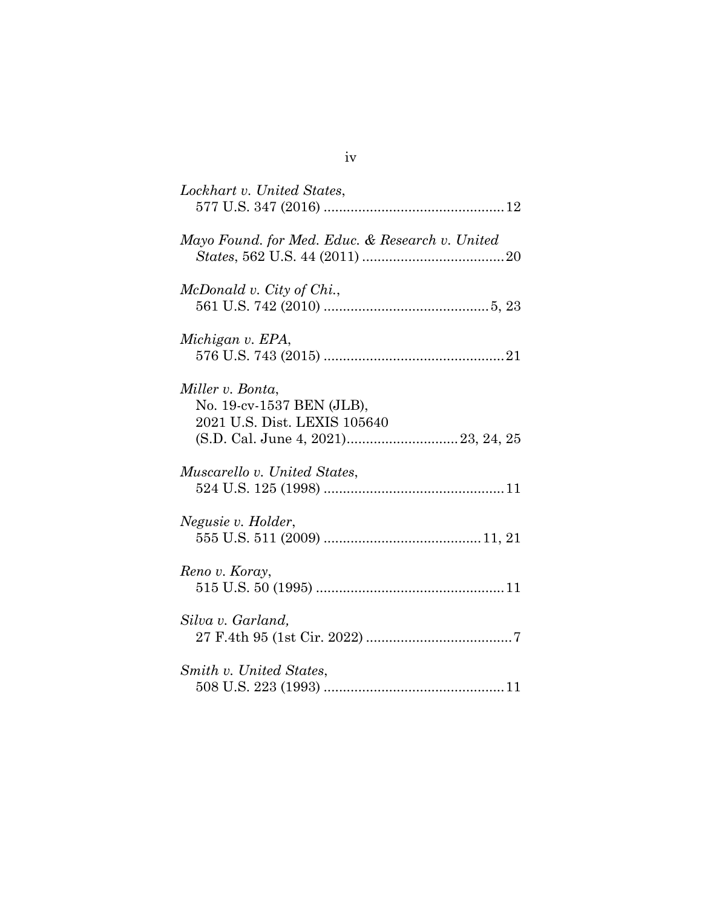*Lockhart v. United States*,
577 U.S. 347 (2016) ............................................. 12

*Mayo Found. for Med. Educ. & Research v. United States*, 562 U.S. 44 (2011) .................................... 20

*McDonald v. City of Chi.*,
561 U.S. 742 (2010) .......................................... 5, 23

*Michigan v. EPA*,
576 U.S. 743 (2015) ............................................. 21

*Miller v. Bonta*,
No. 19-cv-1537 BEN (JLB),
2021 U.S. Dist. LEXIS 105640
(S.D. Cal. June 4, 2021)............................ 23, 24, 25

*Muscarello v. United States*,
524 U.S. 125 (1998) ............................................. 11

*Negusie v. Holder*,
555 U.S. 511 (2009) ........................................ 11, 21

*Reno v. Koray*,
515 U.S. 50 (1995) ............................................... 11

*Silva v. Garland,*
27 F.4th 95 (1st Cir. 2022) ..................................... 7

*Smith v. United States*,
508 U.S. 223 (1993) ............................................. 11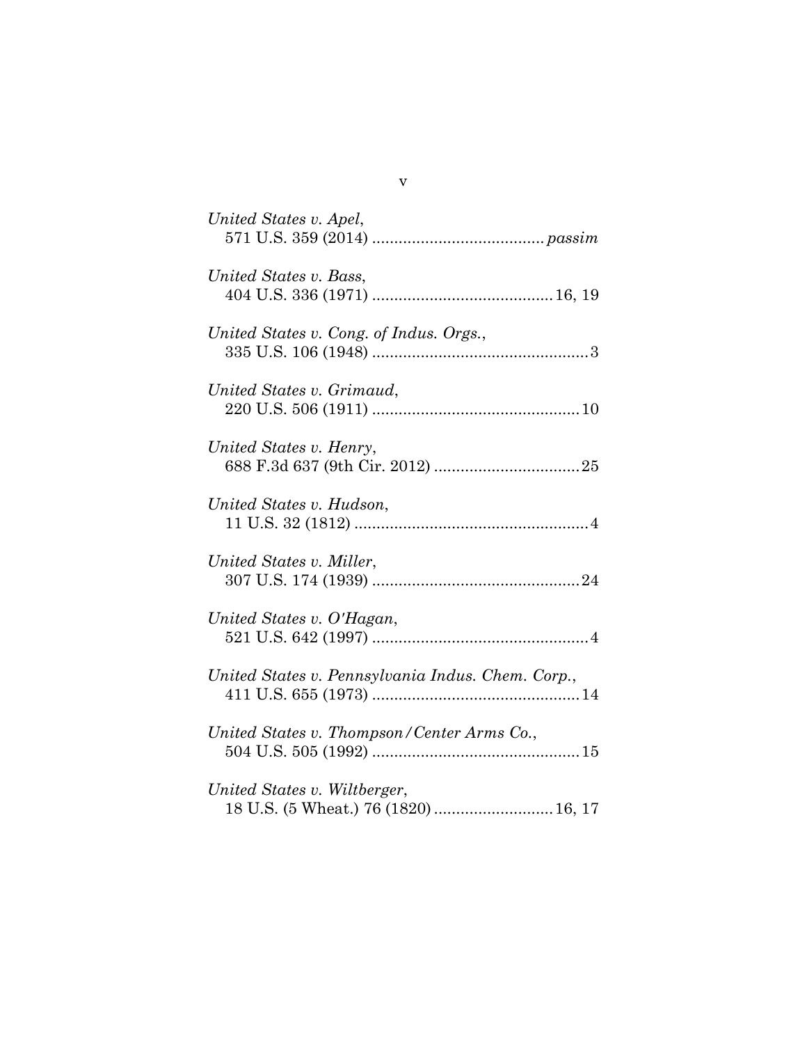*United States v. Apel*,
571 U.S. 359 (2014) ...................................... *passim*

*United States v. Bass*,
404 U.S. 336 (1971) ........................................ 16, 19

*United States v. Cong. of Indus. Orgs.*,
335 U.S. 106 (1948) ................................................ 3

*United States v. Grimaud*,
220 U.S. 506 (1911) .............................................. 10

*United States v. Henry*,
688 F.3d 637 (9th Cir. 2012) ................................ 25

*United States v. Hudson*,
11 U.S. 32 (1812) .................................................... 4

*United States v. Miller*,
307 U.S. 174 (1939) .............................................. 24

*United States v. O'Hagan*,
521 U.S. 642 (1997) ................................................ 4

*United States v. Pennsylvania Indus. Chem. Corp.*,
411 U.S. 655 (1973) .............................................. 14

*United States v. Thompson/Center Arms Co.*,
504 U.S. 505 (1992) .............................................. 15

*United States v. Wiltberger*,
18 U.S. (5 Wheat.) 76 (1820) .......................... 16, 17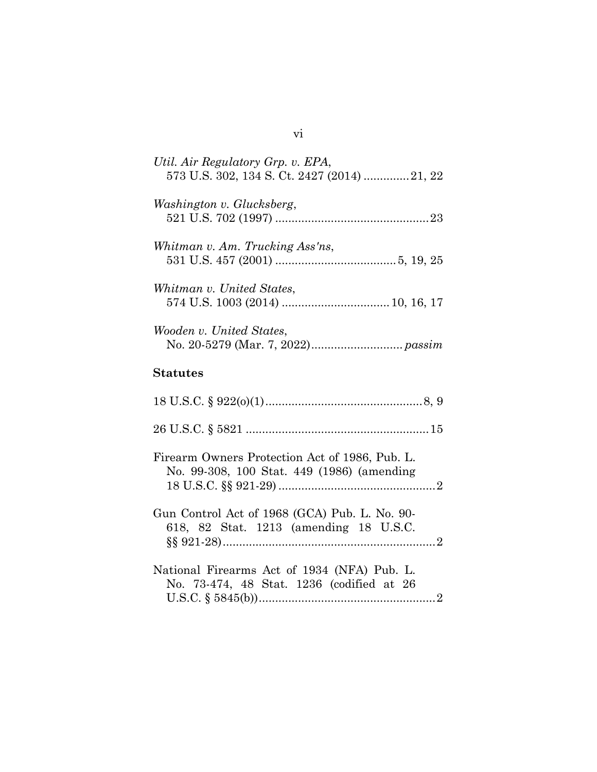*Util. Air Regulatory Grp. v. EPA*,
573 U.S. 302, 134 S. Ct. 2427 (2014) .............21, 22

*Washington v. Glucksberg*,
521 U.S. 702 (1997) ..............................................23

*Whitman v. Am. Trucking Ass'ns*,
531 U.S. 457 (2001) ....................................5, 19, 25

*Whitman v. United States*,
574 U.S. 1003 (2014) ................................10, 16, 17

*Wooden v. United States*,
No. 20-5279 (Mar. 7, 2022)............................*passim*

**Statutes**

18 U.S.C. § 922(o)(1)................................................8, 9

26 U.S.C. § 5821 .......................................................15

Firearm Owners Protection Act of 1986, Pub. L. No. 99-308, 100 Stat. 449 (1986) (amending 18 U.S.C. §§ 921-29) ................................................2

Gun Control Act of 1968 (GCA) Pub. L. No. 90-618, 82 Stat. 1213 (amending 18 U.S.C. §§ 921-28)..................................................................2

National Firearms Act of 1934 (NFA) Pub. L. No. 73-474, 48 Stat. 1236 (codified at 26 U.S.C. § 5845(b))......................................................2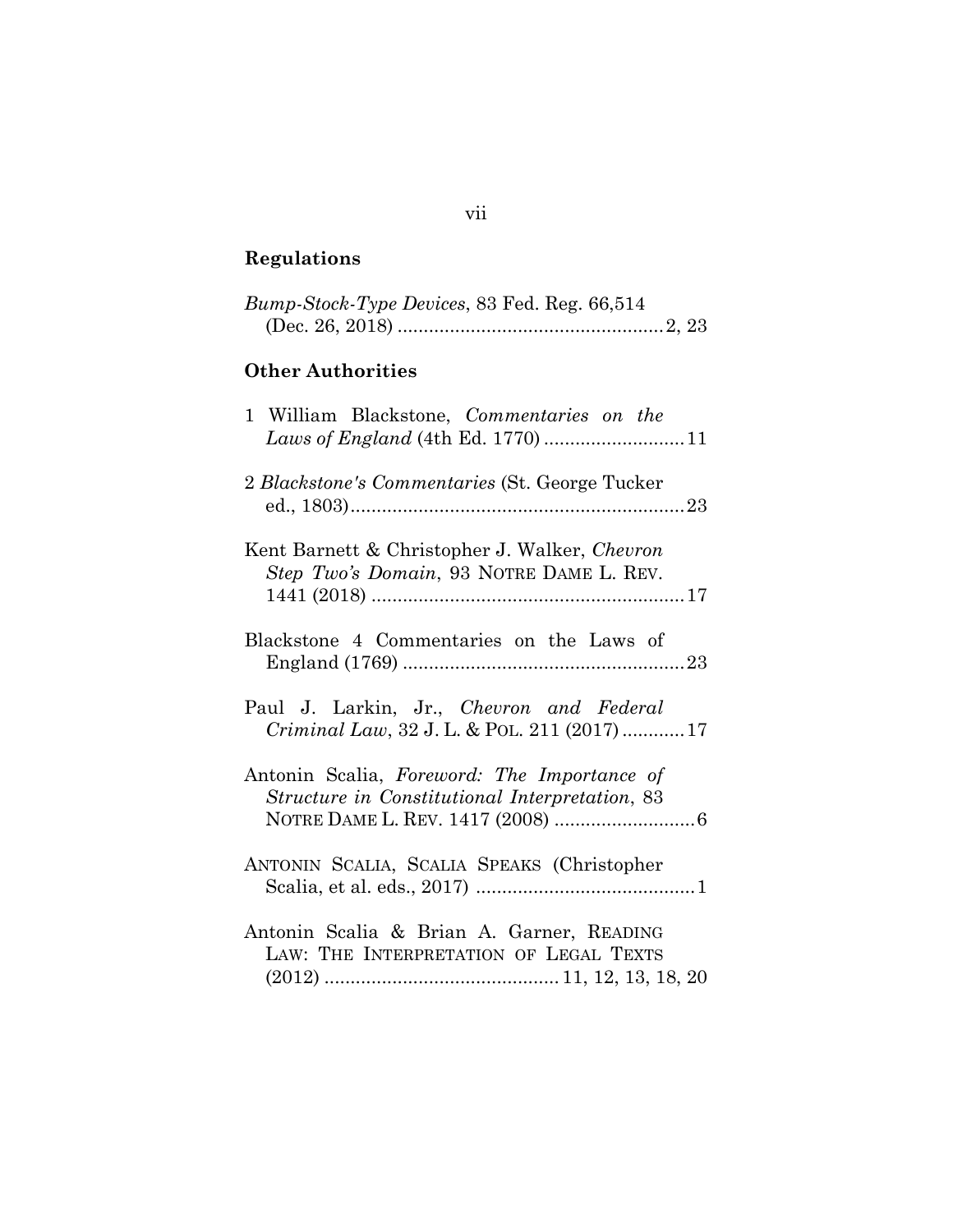## Regulations

*Bump-Stock-Type Devices*, 83 Fed. Reg. 66,514 (Dec. 26, 2018) .................................................. 2, 23

## Other Authorities

1 William Blackstone, *Commentaries on the Laws of England* (4th Ed. 1770) .......................... 11

2 *Blackstone's Commentaries* (St. George Tucker ed., 1803) ................................................................ 23

Kent Barnett & Christopher J. Walker, *Chevron Step Two's Domain*, 93 NOTRE DAME L. REV. 1441 (2018) ............................................................ 17

Blackstone 4 Commentaries on the Laws of England (1769) ...................................................... 23

Paul J. Larkin, Jr., *Chevron and Federal Criminal Law*, 32 J. L. & POL. 211 (2017) ............ 17

Antonin Scalia, *Foreword: The Importance of Structure in Constitutional Interpretation*, 83 NOTRE DAME L. REV. 1417 (2008) .......................... 6

ANTONIN SCALIA, SCALIA SPEAKS (Christopher Scalia, et al. eds., 2017) .......................................... 1

Antonin Scalia & Brian A. Garner, READING LAW: THE INTERPRETATION OF LEGAL TEXTS (2012) ............................................ 11, 12, 13, 18, 20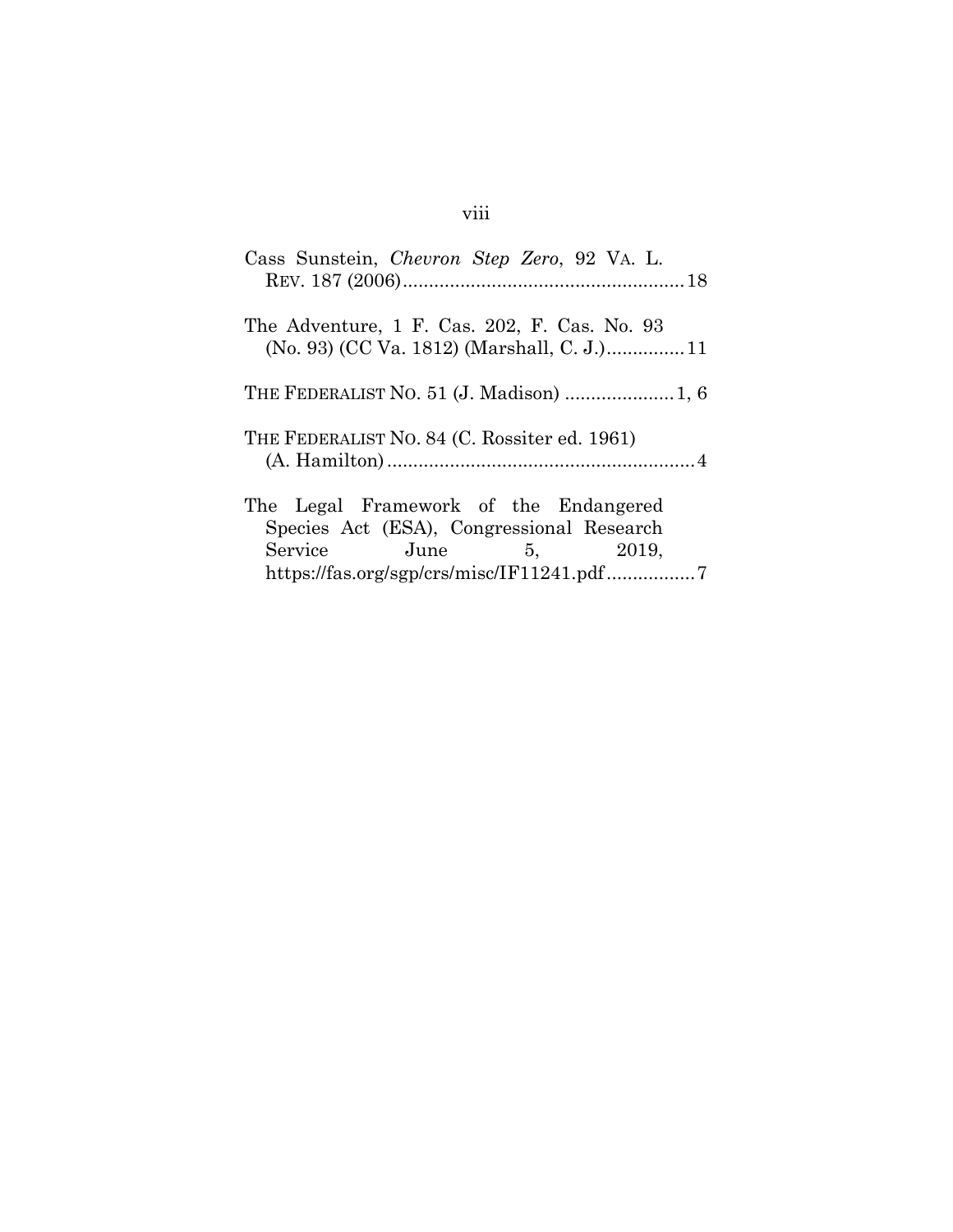Cass Sunstein, *Chevron Step Zero*, 92 VA. L. REV. 187 (2006)......................................................18

The Adventure, 1 F. Cas. 202, F. Cas. No. 93 (No. 93) (CC Va. 1812) (Marshall, C. J.)...............11

THE FEDERALIST NO. 51 (J. Madison) .....................1, 6

THE FEDERALIST NO. 84 (C. Rossiter ed. 1961) (A. Hamilton)...........................................................4

The Legal Framework of the Endangered Species Act (ESA), Congressional Research Service June 5, 2019, https://fas.org/sgp/crs/misc/IF11241.pdf.................7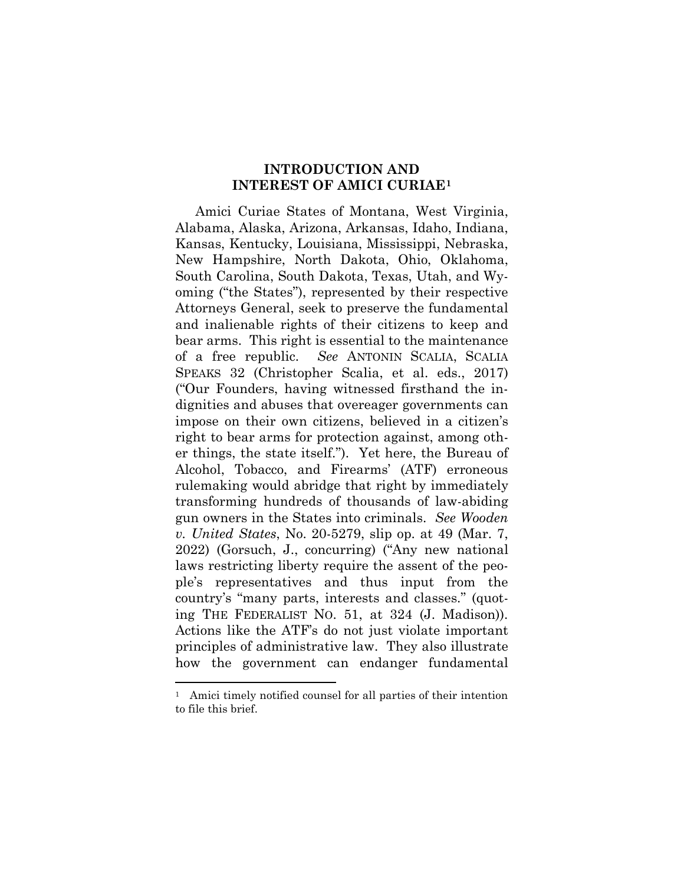# INTRODUCTION AND INTEREST OF AMICI CURIAE[1]

Amici Curiae States of Montana, West Virginia, Alabama, Alaska, Arizona, Arkansas, Idaho, Indiana, Kansas, Kentucky, Louisiana, Mississippi, Nebraska, New Hampshire, North Dakota, Ohio, Oklahoma, South Carolina, South Dakota, Texas, Utah, and Wyoming ("the States"), represented by their respective Attorneys General, seek to preserve the fundamental and inalienable rights of their citizens to keep and bear arms. This right is essential to the maintenance of a free republic. *See* ANTONIN SCALIA, SCALIA SPEAKS 32 (Christopher Scalia, et al. eds., 2017) ("Our Founders, having witnessed firsthand the indignities and abuses that overeager governments can impose on their own citizens, believed in a citizen's right to bear arms for protection against, among other things, the state itself."). Yet here, the Bureau of Alcohol, Tobacco, and Firearms' (ATF) erroneous rulemaking would abridge that right by immediately transforming hundreds of thousands of law-abiding gun owners in the States into criminals. *See Wooden v. United States*, No. 20-5279, slip op. at 49 (Mar. 7, 2022) (Gorsuch, J., concurring) ("Any new national laws restricting liberty require the assent of the people's representatives and thus input from the country's "many parts, interests and classes." (quoting THE FEDERALIST NO. 51, at 324 (J. Madison)). Actions like the ATF's do not just violate important principles of administrative law. They also illustrate how the government can endanger fundamental

[1] Amici timely notified counsel for all parties of their intention to file this brief.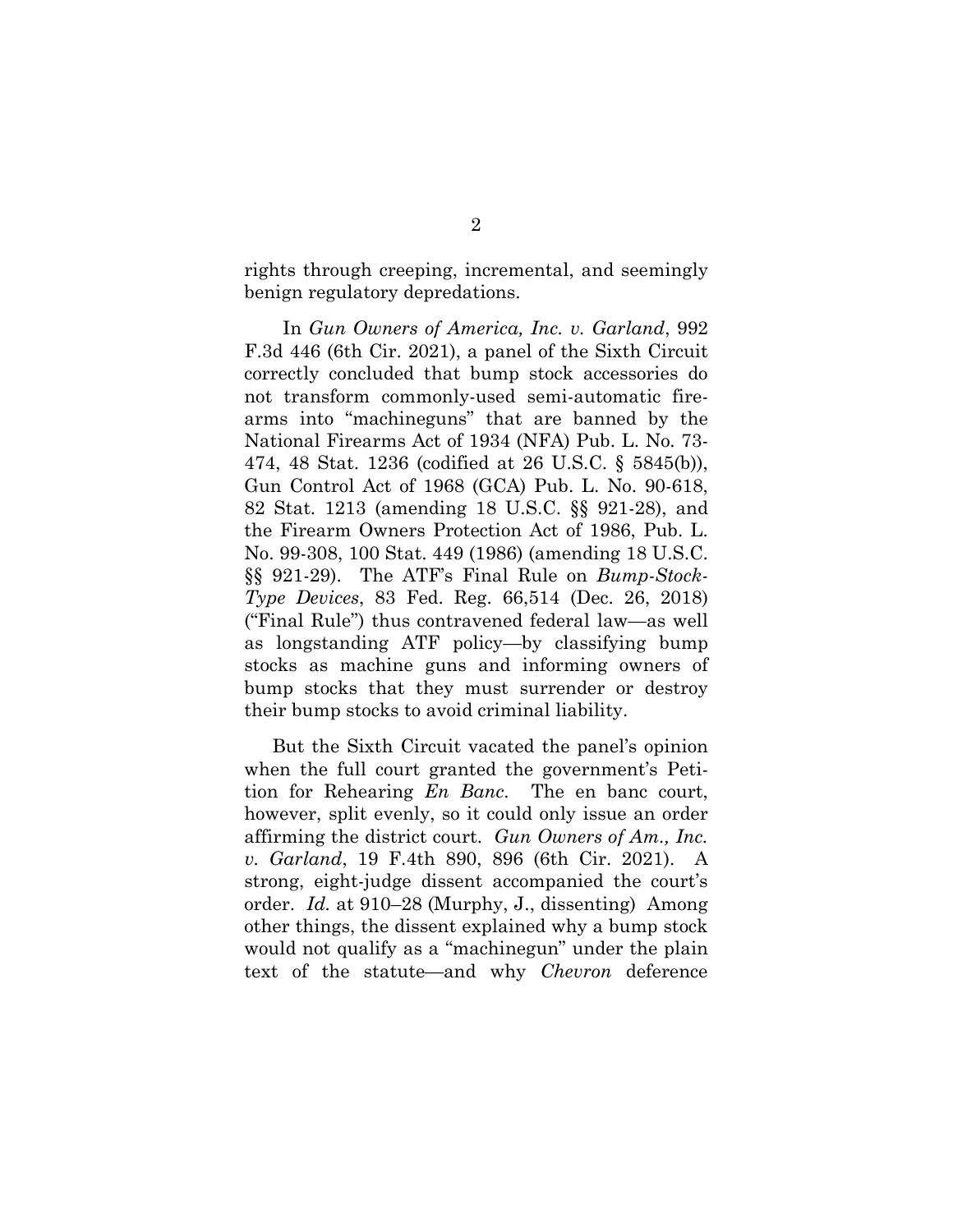rights through creeping, incremental, and seemingly benign regulatory depredations.

In *Gun Owners of America, Inc. v. Garland*, 992 F.3d 446 (6th Cir. 2021), a panel of the Sixth Circuit correctly concluded that bump stock accessories do not transform commonly-used semi-automatic firearms into "machineguns" that are banned by the National Firearms Act of 1934 (NFA) Pub. L. No. 73-474, 48 Stat. 1236 (codified at 26 U.S.C. § 5845(b)), Gun Control Act of 1968 (GCA) Pub. L. No. 90-618, 82 Stat. 1213 (amending 18 U.S.C. §§ 921-28), and the Firearm Owners Protection Act of 1986, Pub. L. No. 99-308, 100 Stat. 449 (1986) (amending 18 U.S.C. §§ 921-29). The ATF's Final Rule on *Bump-Stock-Type Devices*, 83 Fed. Reg. 66,514 (Dec. 26, 2018) ("Final Rule") thus contravened federal law—as well as longstanding ATF policy—by classifying bump stocks as machine guns and informing owners of bump stocks that they must surrender or destroy their bump stocks to avoid criminal liability.

But the Sixth Circuit vacated the panel's opinion when the full court granted the government's Petition for Rehearing *En Banc*. The en banc court, however, split evenly, so it could only issue an order affirming the district court. *Gun Owners of Am., Inc. v. Garland*, 19 F.4th 890, 896 (6th Cir. 2021). A strong, eight-judge dissent accompanied the court's order. *Id.* at 910–28 (Murphy, J., dissenting) Among other things, the dissent explained why a bump stock would not qualify as a "machinegun" under the plain text of the statute—and why *Chevron* deference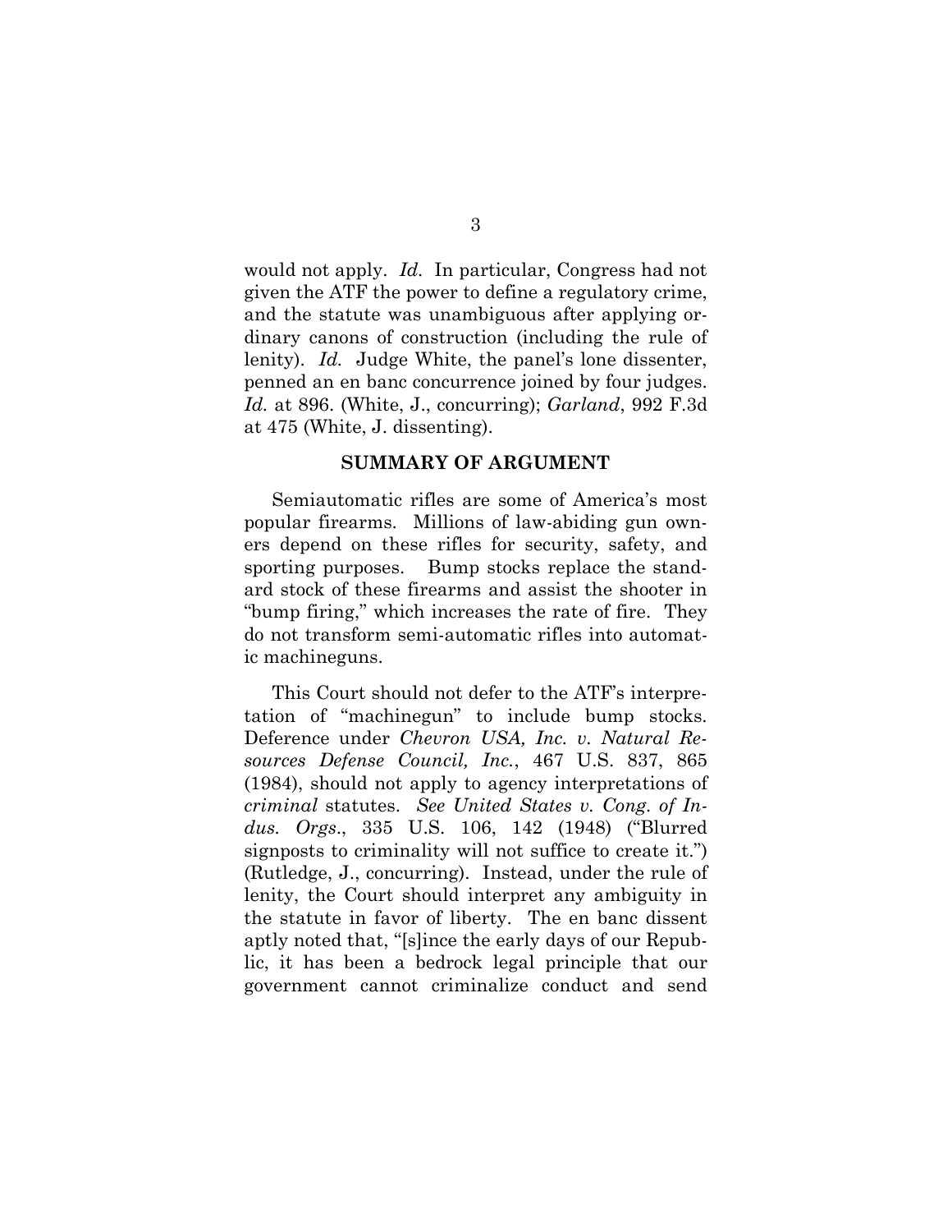would not apply. *Id.* In particular, Congress had not given the ATF the power to define a regulatory crime, and the statute was unambiguous after applying ordinary canons of construction (including the rule of lenity). *Id.* Judge White, the panel's lone dissenter, penned an en banc concurrence joined by four judges. *Id.* at 896. (White, J., concurring); *Garland*, 992 F.3d at 475 (White, J. dissenting).

## SUMMARY OF ARGUMENT

Semiautomatic rifles are some of America's most popular firearms. Millions of law-abiding gun owners depend on these rifles for security, safety, and sporting purposes. Bump stocks replace the standard stock of these firearms and assist the shooter in "bump firing," which increases the rate of fire. They do not transform semi-automatic rifles into automatic machineguns.

This Court should not defer to the ATF's interpretation of "machinegun" to include bump stocks. Deference under *Chevron USA, Inc. v. Natural Resources Defense Council, Inc.*, 467 U.S. 837, 865 (1984), should not apply to agency interpretations of *criminal* statutes. *See United States v. Cong. of Indus. Orgs.*, 335 U.S. 106, 142 (1948) ("Blurred signposts to criminality will not suffice to create it.") (Rutledge, J., concurring). Instead, under the rule of lenity, the Court should interpret any ambiguity in the statute in favor of liberty. The en banc dissent aptly noted that, "[s]ince the early days of our Republic, it has been a bedrock legal principle that our government cannot criminalize conduct and send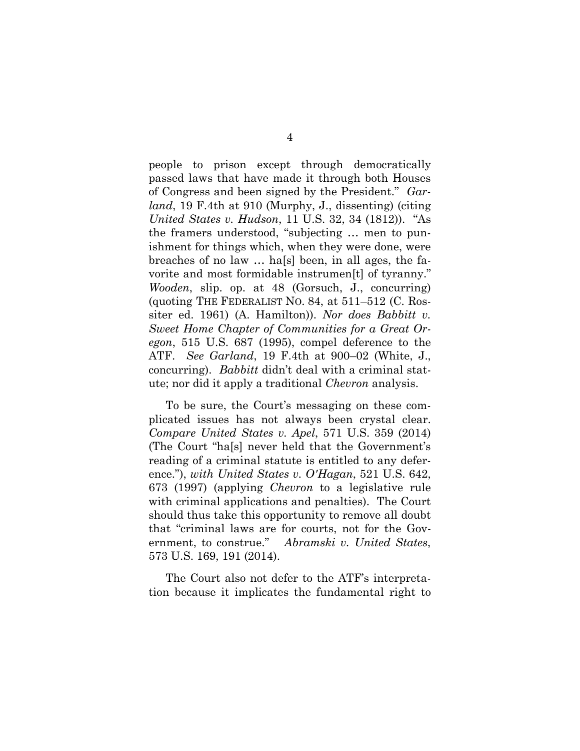people to prison except through democratically passed laws that have made it through both Houses of Congress and been signed by the President." *Garland*, 19 F.4th at 910 (Murphy, J., dissenting) (citing *United States v. Hudson*, 11 U.S. 32, 34 (1812)). "As the framers understood, "subjecting … men to punishment for things which, when they were done, were breaches of no law … ha[s] been, in all ages, the favorite and most formidable instrumen[t] of tyranny." *Wooden*, slip. op. at 48 (Gorsuch, J., concurring) (quoting THE FEDERALIST NO. 84, at 511–512 (C. Rossiter ed. 1961) (A. Hamilton)). *Nor does Babbitt v. Sweet Home Chapter of Communities for a Great Oregon*, 515 U.S. 687 (1995), compel deference to the ATF. *See Garland*, 19 F.4th at 900–02 (White, J., concurring). *Babbitt* didn't deal with a criminal statute; nor did it apply a traditional *Chevron* analysis.

To be sure, the Court's messaging on these complicated issues has not always been crystal clear. *Compare United States v. Apel*, 571 U.S. 359 (2014) (The Court "ha[s] never held that the Government's reading of a criminal statute is entitled to any deference."), *with United States v. O'Hagan*, 521 U.S. 642, 673 (1997) (applying *Chevron* to a legislative rule with criminal applications and penalties). The Court should thus take this opportunity to remove all doubt that "criminal laws are for courts, not for the Government, to construe." *Abramski v. United States*, 573 U.S. 169, 191 (2014).

The Court also not defer to the ATF's interpretation because it implicates the fundamental right to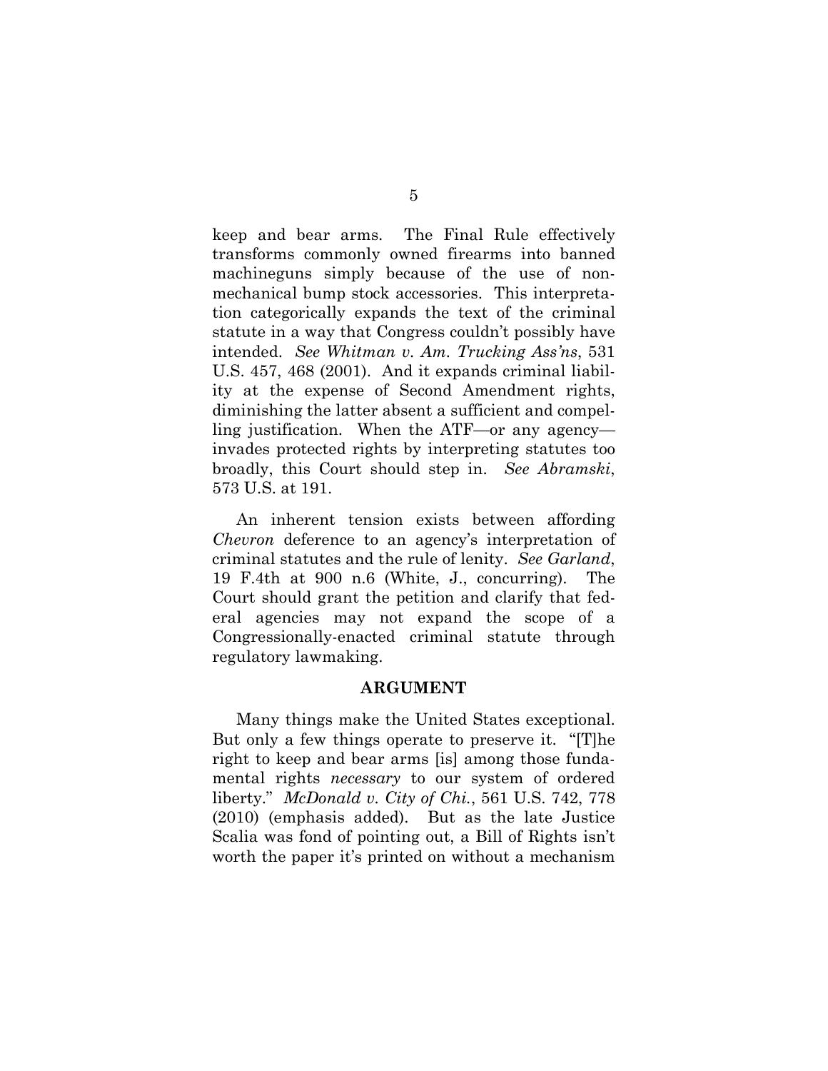keep and bear arms. The Final Rule effectively transforms commonly owned firearms into banned machineguns simply because of the use of non-mechanical bump stock accessories. This interpretation categorically expands the text of the criminal statute in a way that Congress couldn't possibly have intended. *See Whitman v. Am. Trucking Ass'ns*, 531 U.S. 457, 468 (2001). And it expands criminal liability at the expense of Second Amendment rights, diminishing the latter absent a sufficient and compelling justification. When the ATF—or any agency—invades protected rights by interpreting statutes too broadly, this Court should step in. *See Abramski*, 573 U.S. at 191.

An inherent tension exists between affording *Chevron* deference to an agency's interpretation of criminal statutes and the rule of lenity. *See Garland*, 19 F.4th at 900 n.6 (White, J., concurring). The Court should grant the petition and clarify that federal agencies may not expand the scope of a Congressionally-enacted criminal statute through regulatory lawmaking.

## ARGUMENT

Many things make the United States exceptional. But only a few things operate to preserve it. "[T]he right to keep and bear arms [is] among those fundamental rights *necessary* to our system of ordered liberty." *McDonald v. City of Chi.*, 561 U.S. 742, 778 (2010) (emphasis added). But as the late Justice Scalia was fond of pointing out, a Bill of Rights isn't worth the paper it's printed on without a mechanism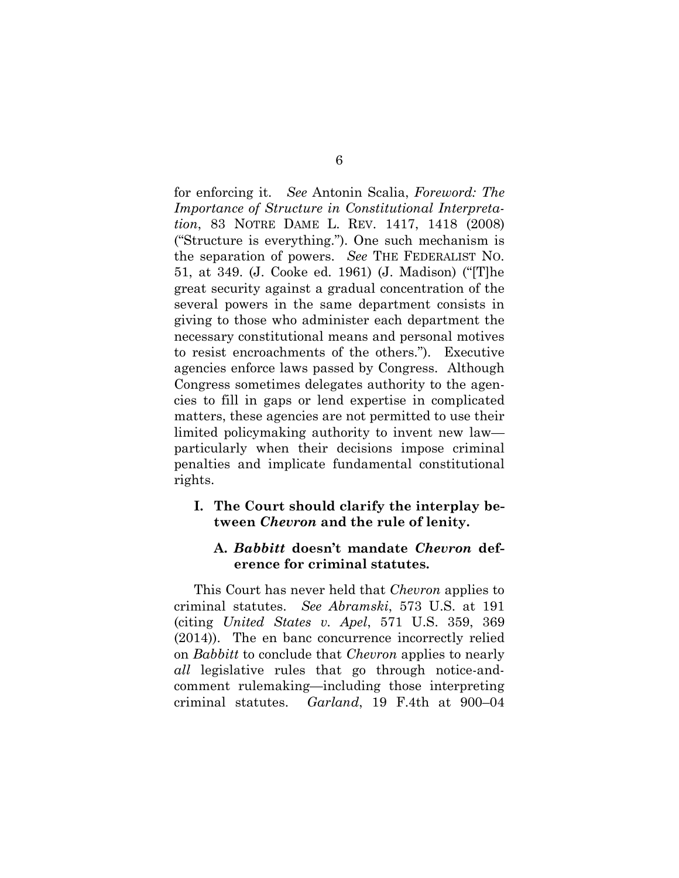for enforcing it. *See* Antonin Scalia, *Foreword: The Importance of Structure in Constitutional Interpretation*, 83 NOTRE DAME L. REV. 1417, 1418 (2008) ("Structure is everything."). One such mechanism is the separation of powers. *See* THE FEDERALIST NO. 51, at 349. (J. Cooke ed. 1961) (J. Madison) ("[T]he great security against a gradual concentration of the several powers in the same department consists in giving to those who administer each department the necessary constitutional means and personal motives to resist encroachments of the others."). Executive agencies enforce laws passed by Congress. Although Congress sometimes delegates authority to the agencies to fill in gaps or lend expertise in complicated matters, these agencies are not permitted to use their limited policymaking authority to invent new law—particularly when their decisions impose criminal penalties and implicate fundamental constitutional rights.

## I. The Court should clarify the interplay between *Chevron* and the rule of lenity.

### A. *Babbitt* doesn't mandate *Chevron* deference for criminal statutes.

This Court has never held that *Chevron* applies to criminal statutes. *See Abramski*, 573 U.S. at 191 (citing *United States v. Apel*, 571 U.S. 359, 369 (2014)). The en banc concurrence incorrectly relied on *Babbitt* to conclude that *Chevron* applies to nearly *all* legislative rules that go through notice-and-comment rulemaking—including those interpreting criminal statutes. *Garland*, 19 F.4th at 900–04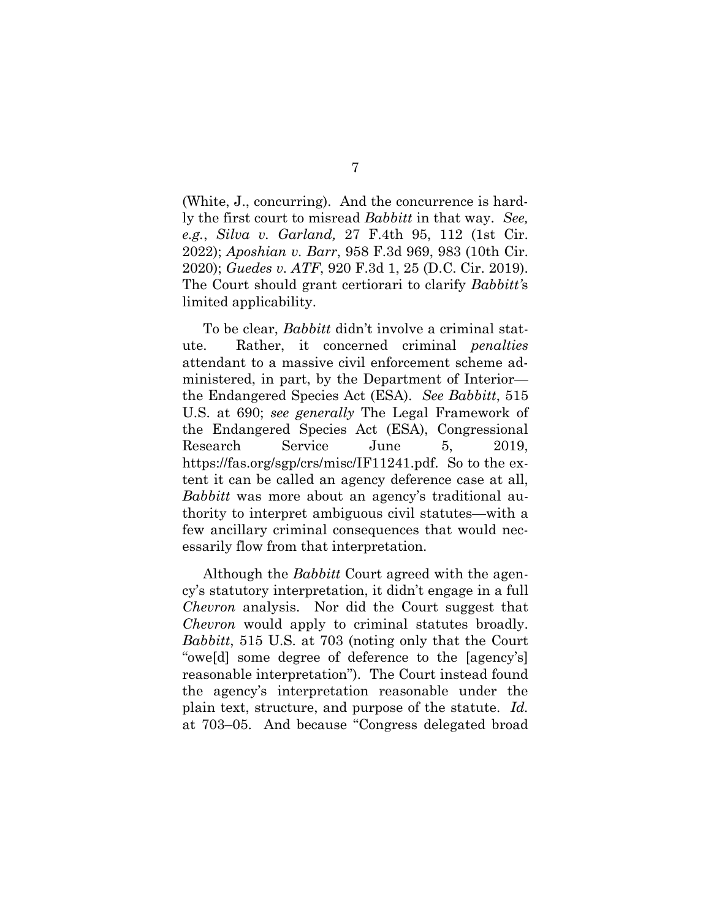(White, J., concurring). And the concurrence is hardly the first court to misread *Babbitt* in that way. *See, e.g.*, *Silva v. Garland,* 27 F.4th 95, 112 (1st Cir. 2022); *Aposhian v. Barr*, 958 F.3d 969, 983 (10th Cir. 2020); *Guedes v. ATF*, 920 F.3d 1, 25 (D.C. Cir. 2019). The Court should grant certiorari to clarify *Babbitt'*s limited applicability.

To be clear, *Babbitt* didn't involve a criminal statute. Rather, it concerned criminal *penalties* attendant to a massive civil enforcement scheme administered, in part, by the Department of Interior—the Endangered Species Act (ESA). *See Babbitt*, 515 U.S. at 690; *see generally* The Legal Framework of the Endangered Species Act (ESA), Congressional Research Service June 5, 2019, https://fas.org/sgp/crs/misc/IF11241.pdf. So to the extent it can be called an agency deference case at all, *Babbitt* was more about an agency's traditional authority to interpret ambiguous civil statutes—with a few ancillary criminal consequences that would necessarily flow from that interpretation.

Although the *Babbitt* Court agreed with the agency's statutory interpretation, it didn't engage in a full *Chevron* analysis. Nor did the Court suggest that *Chevron* would apply to criminal statutes broadly. *Babbitt*, 515 U.S. at 703 (noting only that the Court "owe[d] some degree of deference to the [agency's] reasonable interpretation"). The Court instead found the agency's interpretation reasonable under the plain text, structure, and purpose of the statute. *Id.* at 703–05. And because "Congress delegated broad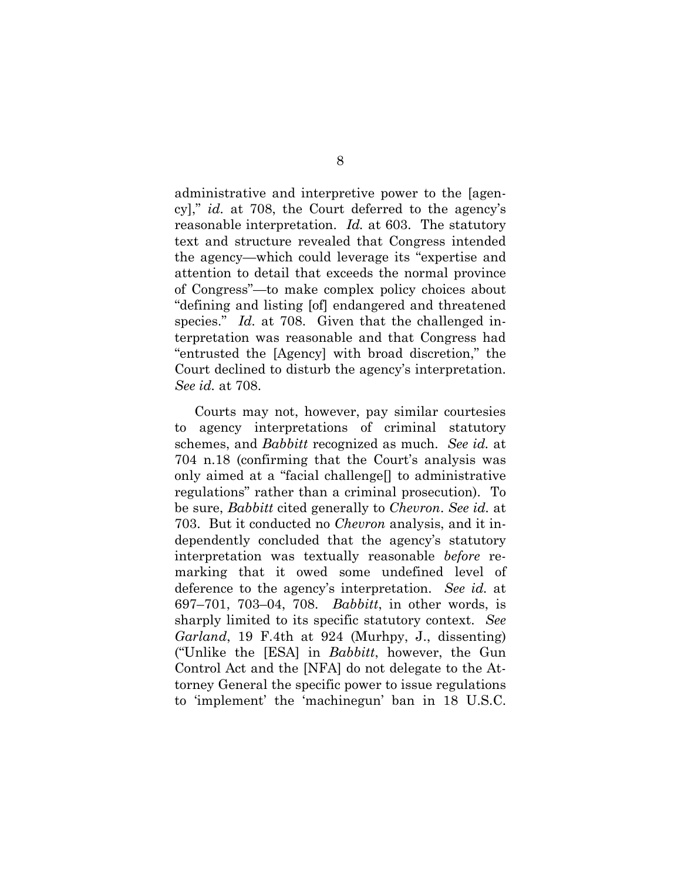administrative and interpretive power to the [agency]," *id.* at 708, the Court deferred to the agency's reasonable interpretation. *Id.* at 603. The statutory text and structure revealed that Congress intended the agency—which could leverage its "expertise and attention to detail that exceeds the normal province of Congress"—to make complex policy choices about "defining and listing [of] endangered and threatened species." *Id.* at 708. Given that the challenged interpretation was reasonable and that Congress had "entrusted the [Agency] with broad discretion," the Court declined to disturb the agency's interpretation. *See id.* at 708.

Courts may not, however, pay similar courtesies to agency interpretations of criminal statutory schemes, and *Babbitt* recognized as much. *See id.* at 704 n.18 (confirming that the Court's analysis was only aimed at a "facial challenge[] to administrative regulations" rather than a criminal prosecution). To be sure, *Babbitt* cited generally to *Chevron*. *See id.* at 703. But it conducted no *Chevron* analysis, and it independently concluded that the agency's statutory interpretation was textually reasonable *before* remarking that it owed some undefined level of deference to the agency's interpretation. *See id.* at 697–701, 703–04, 708. *Babbitt*, in other words, is sharply limited to its specific statutory context. *See Garland*, 19 F.4th at 924 (Murhpy, J., dissenting) ("Unlike the [ESA] in *Babbitt*, however, the Gun Control Act and the [NFA] do not delegate to the Attorney General the specific power to issue regulations to 'implement' the 'machinegun' ban in 18 U.S.C.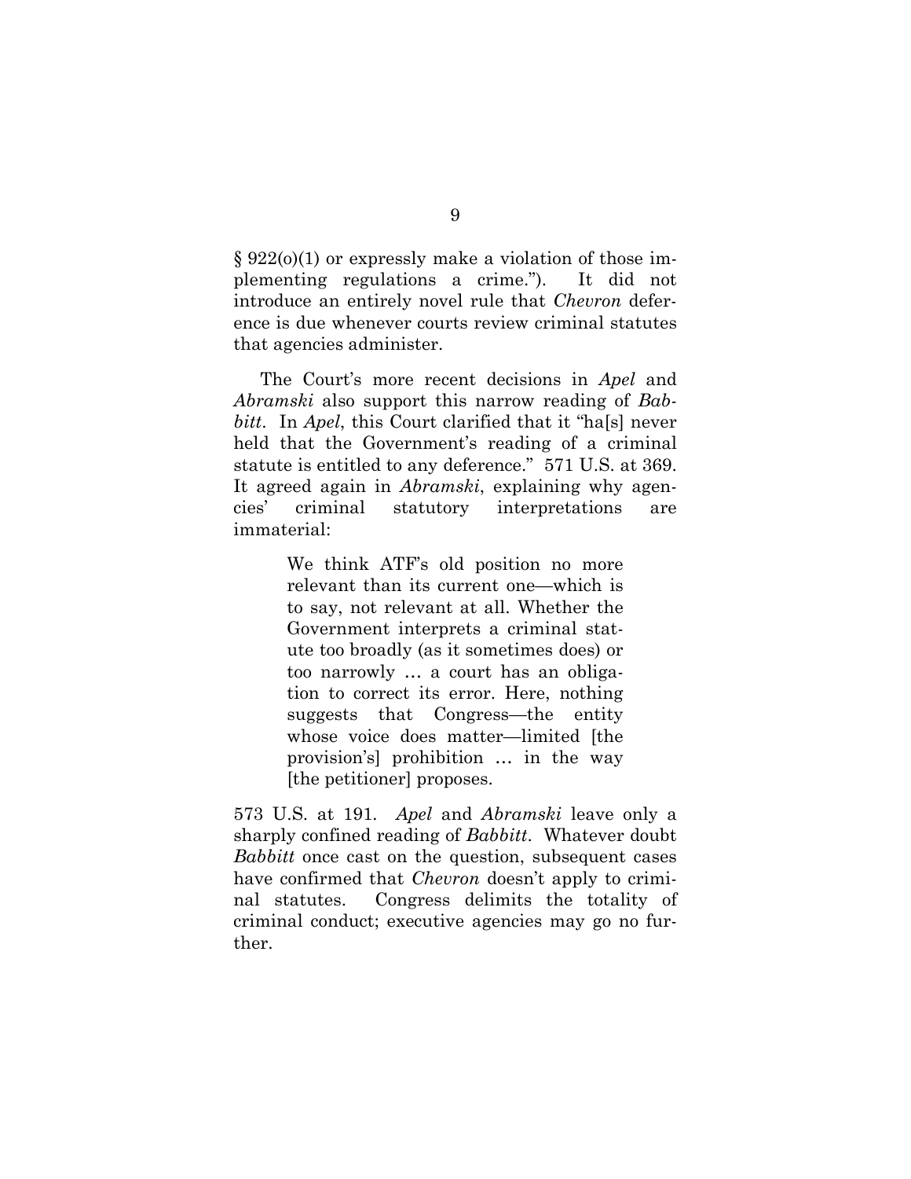§ 922(o)(1) or expressly make a violation of those implementing regulations a crime."). It did not introduce an entirely novel rule that *Chevron* deference is due whenever courts review criminal statutes that agencies administer.

The Court's more recent decisions in *Apel* and *Abramski* also support this narrow reading of *Babbitt*. In *Apel*, this Court clarified that it "ha[s] never held that the Government's reading of a criminal statute is entitled to any deference." 571 U.S. at 369. It agreed again in *Abramski*, explaining why agencies' criminal statutory interpretations are immaterial:

> We think ATF's old position no more relevant than its current one—which is to say, not relevant at all. Whether the Government interprets a criminal statute too broadly (as it sometimes does) or too narrowly … a court has an obligation to correct its error. Here, nothing suggests that Congress—the entity whose voice does matter—limited [the provision's] prohibition … in the way [the petitioner] proposes.

573 U.S. at 191. *Apel* and *Abramski* leave only a sharply confined reading of *Babbitt*. Whatever doubt *Babbitt* once cast on the question, subsequent cases have confirmed that *Chevron* doesn't apply to criminal statutes. Congress delimits the totality of criminal conduct; executive agencies may go no further.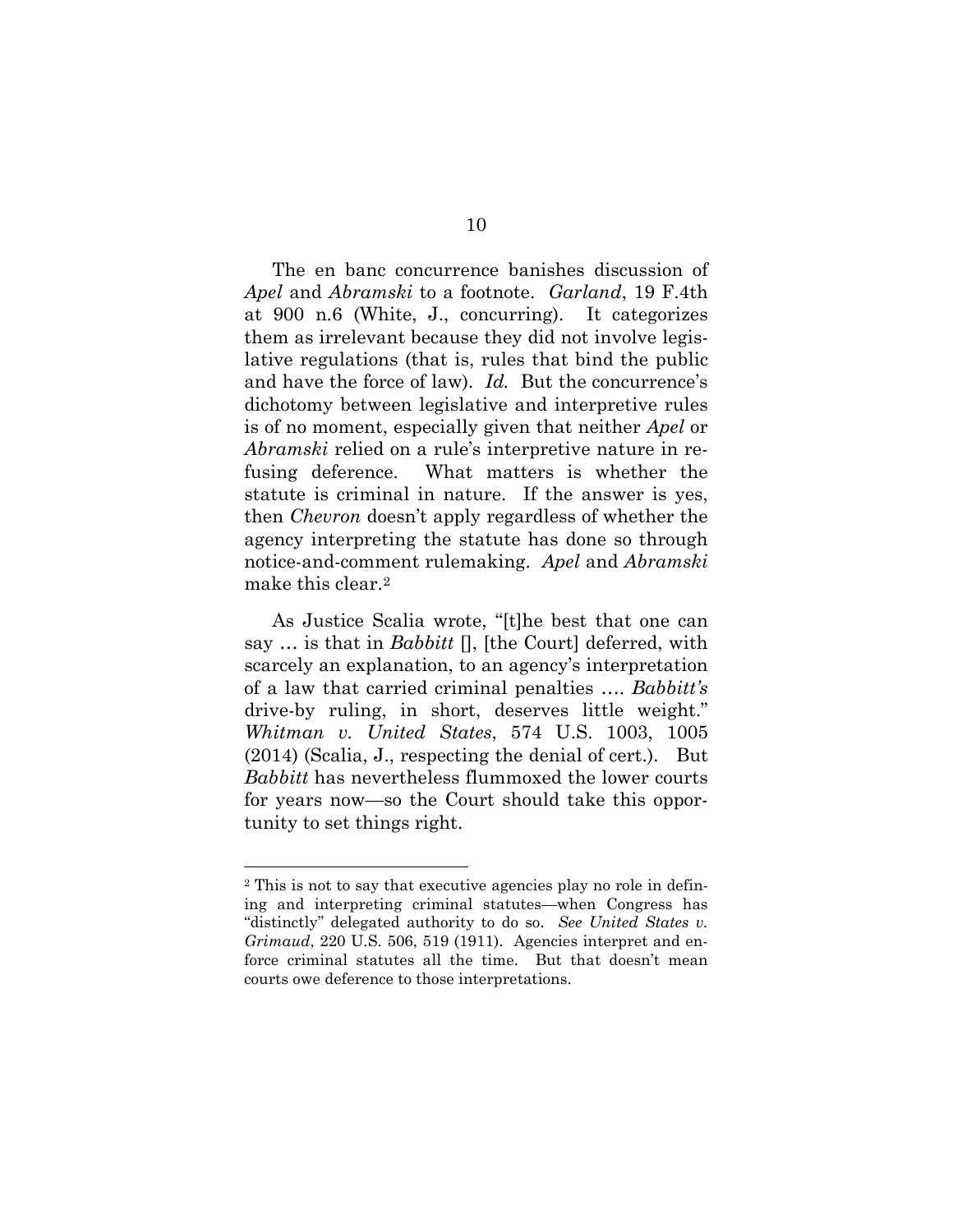The en banc concurrence banishes discussion of *Apel* and *Abramski* to a footnote. *Garland*, 19 F.4th at 900 n.6 (White, J., concurring). It categorizes them as irrelevant because they did not involve legislative regulations (that is, rules that bind the public and have the force of law). *Id.* But the concurrence's dichotomy between legislative and interpretive rules is of no moment, especially given that neither *Apel* or *Abramski* relied on a rule's interpretive nature in refusing deference. What matters is whether the statute is criminal in nature. If the answer is yes, then *Chevron* doesn't apply regardless of whether the agency interpreting the statute has done so through notice-and-comment rulemaking. *Apel* and *Abramski* make this clear.[2]

As Justice Scalia wrote, "[t]he best that one can say … is that in *Babbitt* [], [the Court] deferred, with scarcely an explanation, to an agency's interpretation of a law that carried criminal penalties …. *Babbitt's* drive-by ruling, in short, deserves little weight." *Whitman v. United States*, 574 U.S. 1003, 1005 (2014) (Scalia, J., respecting the denial of cert.). But *Babbitt* has nevertheless flummoxed the lower courts for years now—so the Court should take this opportunity to set things right.

[2] This is not to say that executive agencies play no role in defining and interpreting criminal statutes—when Congress has "distinctly" delegated authority to do so. *See United States v. Grimaud*, 220 U.S. 506, 519 (1911). Agencies interpret and enforce criminal statutes all the time. But that doesn't mean courts owe deference to those interpretations.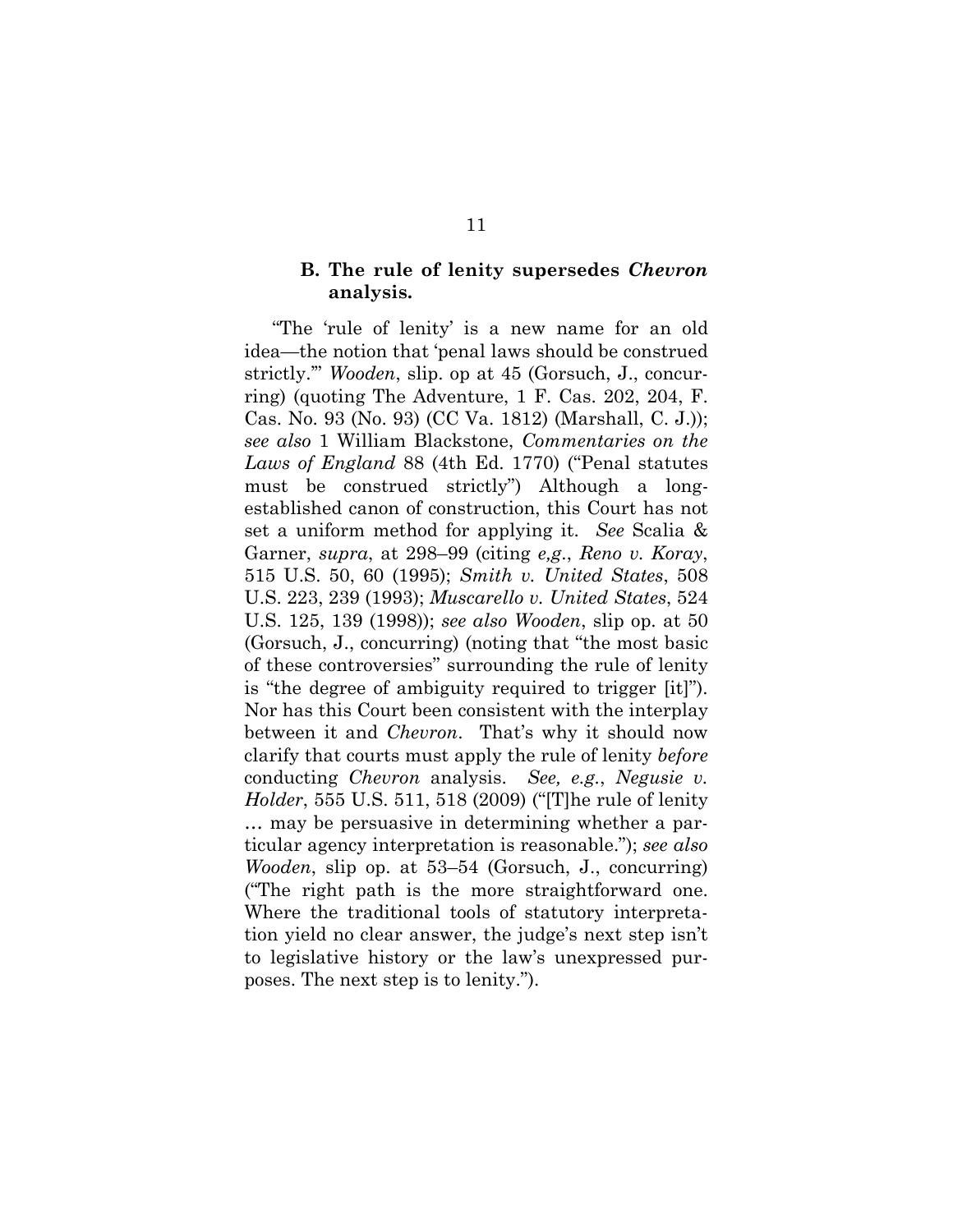### B. The rule of lenity supersedes *Chevron* analysis.

"The 'rule of lenity' is a new name for an old idea—the notion that 'penal laws should be construed strictly.'" *Wooden*, slip. op at 45 (Gorsuch, J., concurring) (quoting The Adventure, 1 F. Cas. 202, 204, F. Cas. No. 93 (No. 93) (CC Va. 1812) (Marshall, C. J.)); *see also* 1 William Blackstone, *Commentaries on the Laws of England* 88 (4th Ed. 1770) ("Penal statutes must be construed strictly") Although a long-established canon of construction, this Court has not set a uniform method for applying it. *See* Scalia & Garner, *supra*, at 298–99 (citing *e,g*., *Reno v. Koray*, 515 U.S. 50, 60 (1995); *Smith v. United States*, 508 U.S. 223, 239 (1993); *Muscarello v. United States*, 524 U.S. 125, 139 (1998)); *see also Wooden*, slip op. at 50 (Gorsuch, J., concurring) (noting that "the most basic of these controversies" surrounding the rule of lenity is "the degree of ambiguity required to trigger [it]"). Nor has this Court been consistent with the interplay between it and *Chevron*. That's why it should now clarify that courts must apply the rule of lenity *before* conducting *Chevron* analysis. *See, e.g.*, *Negusie v. Holder*, 555 U.S. 511, 518 (2009) ("[T]he rule of lenity … may be persuasive in determining whether a particular agency interpretation is reasonable."); *see also Wooden*, slip op. at 53–54 (Gorsuch, J., concurring) ("The right path is the more straightforward one. Where the traditional tools of statutory interpretation yield no clear answer, the judge's next step isn't to legislative history or the law's unexpressed purposes. The next step is to lenity.").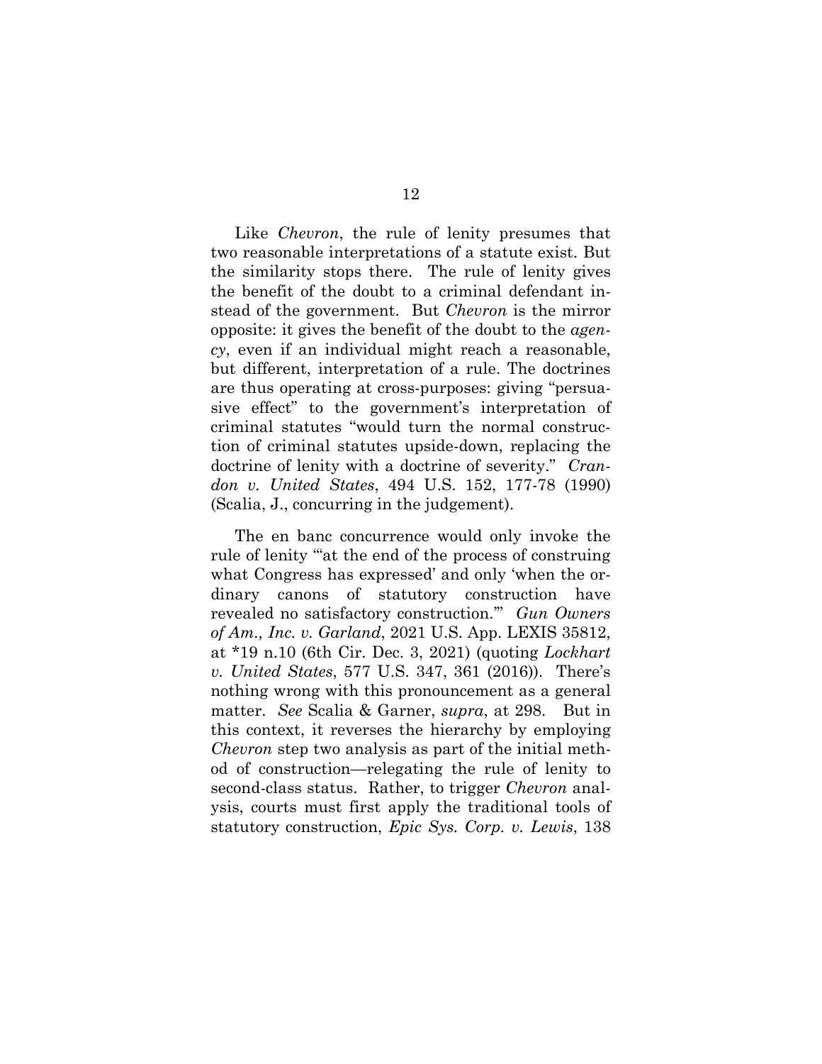Like *Chevron*, the rule of lenity presumes that two reasonable interpretations of a statute exist. But the similarity stops there. The rule of lenity gives the benefit of the doubt to a criminal defendant instead of the government. But *Chevron* is the mirror opposite: it gives the benefit of the doubt to the *agency*, even if an individual might reach a reasonable, but different, interpretation of a rule. The doctrines are thus operating at cross-purposes: giving "persuasive effect" to the government's interpretation of criminal statutes "would turn the normal construction of criminal statutes upside-down, replacing the doctrine of lenity with a doctrine of severity." *Crandon v. United States*, 494 U.S. 152, 177-78 (1990) (Scalia, J., concurring in the judgement).

The en banc concurrence would only invoke the rule of lenity "'at the end of the process of construing what Congress has expressed' and only 'when the ordinary canons of statutory construction have revealed no satisfactory construction.'" *Gun Owners of Am., Inc. v. Garland*, 2021 U.S. App. LEXIS 35812, at *19 n.10 (6th Cir. Dec. 3, 2021) (quoting *Lockhart v. United States*, 577 U.S. 347, 361 (2016)). There's nothing wrong with this pronouncement as a general matter. *See* Scalia & Garner, *supra*, at 298. But in this context, it reverses the hierarchy by employing *Chevron* step two analysis as part of the initial method of construction—relegating the rule of lenity to second-class status. Rather, to trigger *Chevron* analysis, courts must first apply the traditional tools of statutory construction, *Epic Sys. Corp. v. Lewis*, 138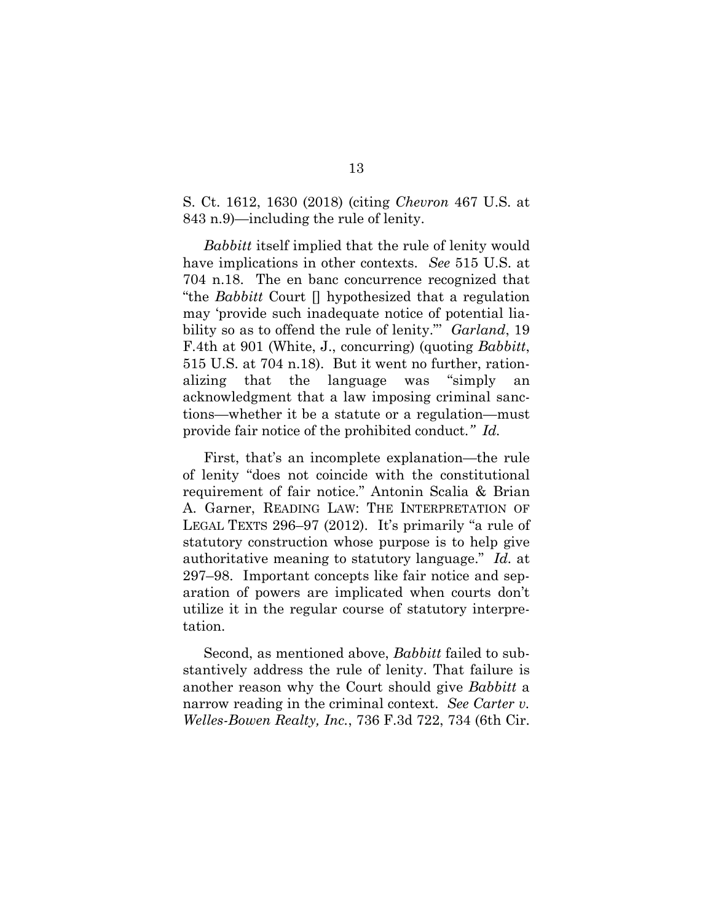S. Ct. 1612, 1630 (2018) (citing *Chevron* 467 U.S. at 843 n.9)—including the rule of lenity.

*Babbitt* itself implied that the rule of lenity would have implications in other contexts. *See* 515 U.S. at 704 n.18. The en banc concurrence recognized that "the *Babbitt* Court [] hypothesized that a regulation may 'provide such inadequate notice of potential liability so as to offend the rule of lenity.'" *Garland*, 19 F.4th at 901 (White, J., concurring) (quoting *Babbitt*, 515 U.S. at 704 n.18). But it went no further, rationalizing that the language was "simply an acknowledgment that a law imposing criminal sanctions—whether it be a statute or a regulation—must provide fair notice of the prohibited conduct.*" Id.*

First, that's an incomplete explanation—the rule of lenity "does not coincide with the constitutional requirement of fair notice." Antonin Scalia & Brian A. Garner, READING LAW: THE INTERPRETATION OF LEGAL TEXTS 296–97 (2012). It's primarily "a rule of statutory construction whose purpose is to help give authoritative meaning to statutory language." *Id.* at 297–98. Important concepts like fair notice and separation of powers are implicated when courts don't utilize it in the regular course of statutory interpretation.

Second, as mentioned above, *Babbitt* failed to substantively address the rule of lenity. That failure is another reason why the Court should give *Babbitt* a narrow reading in the criminal context. *See Carter v. Welles-Bowen Realty, Inc.*, 736 F.3d 722, 734 (6th Cir.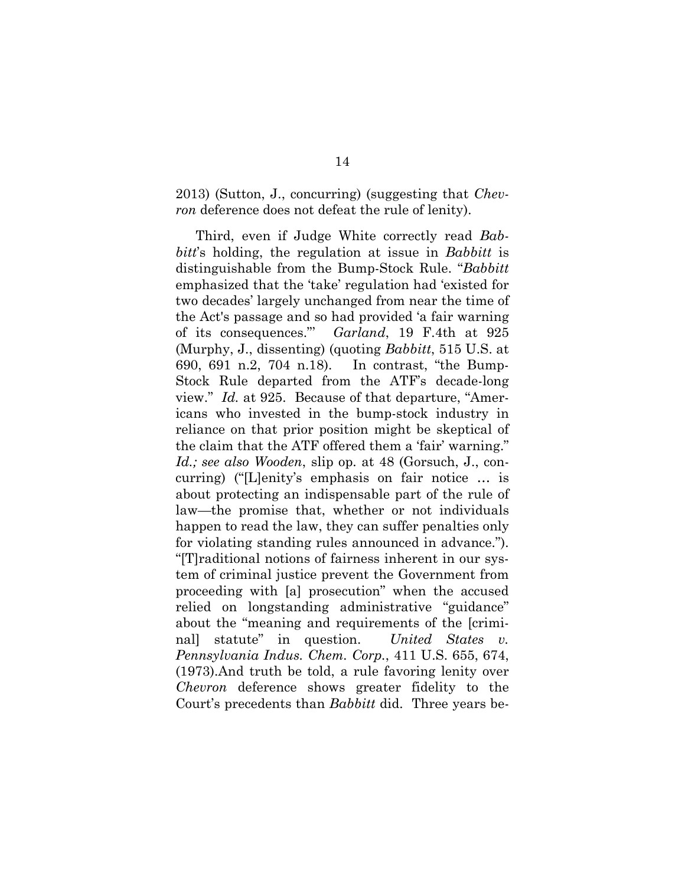2013) (Sutton, J., concurring) (suggesting that *Chevron* deference does not defeat the rule of lenity).

Third, even if Judge White correctly read *Babbitt*'s holding, the regulation at issue in *Babbitt* is distinguishable from the Bump-Stock Rule. "*Babbitt* emphasized that the 'take' regulation had 'existed for two decades' largely unchanged from near the time of the Act's passage and so had provided 'a fair warning of its consequences.'" *Garland*, 19 F.4th at 925 (Murphy, J., dissenting) (quoting *Babbitt*, 515 U.S. at 690, 691 n.2, 704 n.18). In contrast, "the Bump-Stock Rule departed from the ATF's decade-long view." *Id.* at 925. Because of that departure, "Americans who invested in the bump-stock industry in reliance on that prior position might be skeptical of the claim that the ATF offered them a 'fair' warning." *Id.; see also Wooden*, slip op. at 48 (Gorsuch, J., concurring) ("[L]enity's emphasis on fair notice … is about protecting an indispensable part of the rule of law—the promise that, whether or not individuals happen to read the law, they can suffer penalties only for violating standing rules announced in advance."). "[T]raditional notions of fairness inherent in our system of criminal justice prevent the Government from proceeding with [a] prosecution" when the accused relied on longstanding administrative "guidance" about the "meaning and requirements of the [criminal] statute" in question. *United States v. Pennsylvania Indus. Chem. Corp.*, 411 U.S. 655, 674, (1973).And truth be told, a rule favoring lenity over *Chevron* deference shows greater fidelity to the Court's precedents than *Babbitt* did. Three years be-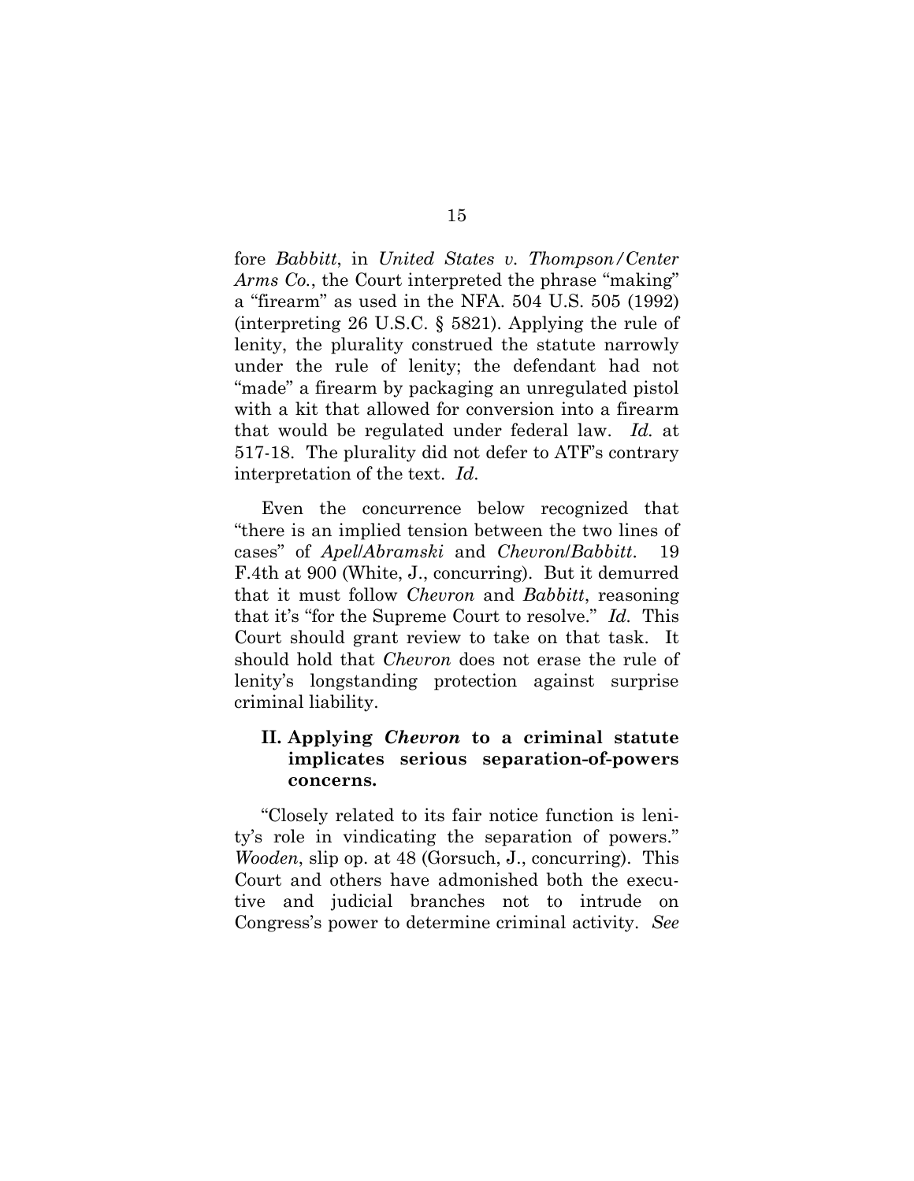fore *Babbitt*, in *United States v. Thompson/Center Arms Co.*, the Court interpreted the phrase "making" a "firearm" as used in the NFA. 504 U.S. 505 (1992) (interpreting 26 U.S.C. § 5821). Applying the rule of lenity, the plurality construed the statute narrowly under the rule of lenity; the defendant had not "made" a firearm by packaging an unregulated pistol with a kit that allowed for conversion into a firearm that would be regulated under federal law. *Id.* at 517-18. The plurality did not defer to ATF's contrary interpretation of the text. *Id.*

Even the concurrence below recognized that "there is an implied tension between the two lines of cases" of *Apel*/*Abramski* and *Chevron*/*Babbitt*. 19 F.4th at 900 (White, J., concurring). But it demurred that it must follow *Chevron* and *Babbitt*, reasoning that it's "for the Supreme Court to resolve." *Id.* This Court should grant review to take on that task. It should hold that *Chevron* does not erase the rule of lenity's longstanding protection against surprise criminal liability.

## II. Applying *Chevron* to a criminal statute implicates serious separation-of-powers concerns.

"Closely related to its fair notice function is lenity's role in vindicating the separation of powers." *Wooden*, slip op. at 48 (Gorsuch, J., concurring). This Court and others have admonished both the executive and judicial branches not to intrude on Congress's power to determine criminal activity. *See*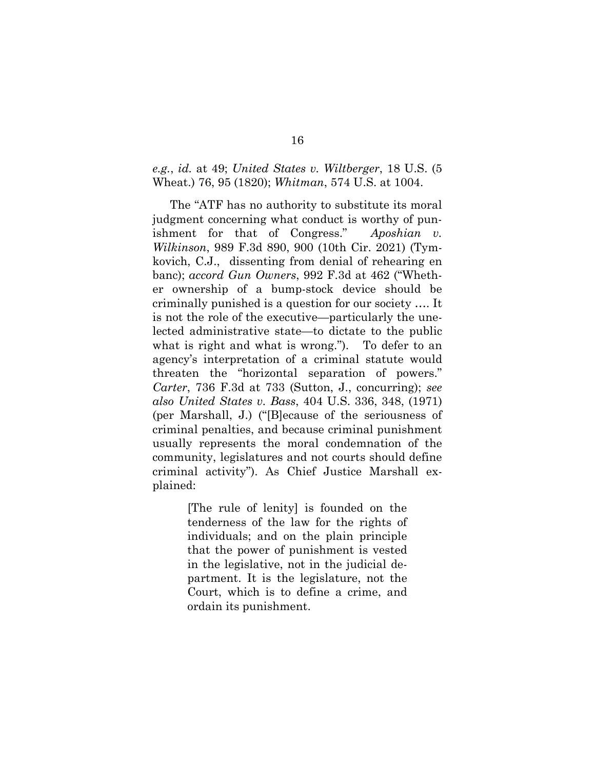*e.g.*, *id.* at 49; *United States v. Wiltberger*, 18 U.S. (5 Wheat.) 76, 95 (1820); *Whitman*, 574 U.S. at 1004.

The "ATF has no authority to substitute its moral judgment concerning what conduct is worthy of punishment for that of Congress." *Aposhian v. Wilkinson*, 989 F.3d 890, 900 (10th Cir. 2021) (Tymkovich, C.J., dissenting from denial of rehearing en banc); *accord Gun Owners*, 992 F.3d at 462 ("Whether ownership of a bump-stock device should be criminally punished is a question for our society …. It is not the role of the executive—particularly the unelected administrative state—to dictate to the public what is right and what is wrong."). To defer to an agency's interpretation of a criminal statute would threaten the "horizontal separation of powers." *Carter*, 736 F.3d at 733 (Sutton, J., concurring); *see also United States v. Bass*, 404 U.S. 336, 348, (1971) (per Marshall, J.) ("[B]ecause of the seriousness of criminal penalties, and because criminal punishment usually represents the moral condemnation of the community, legislatures and not courts should define criminal activity"). As Chief Justice Marshall explained:

> [The rule of lenity] is founded on the tenderness of the law for the rights of individuals; and on the plain principle that the power of punishment is vested in the legislative, not in the judicial department. It is the legislature, not the Court, which is to define a crime, and ordain its punishment.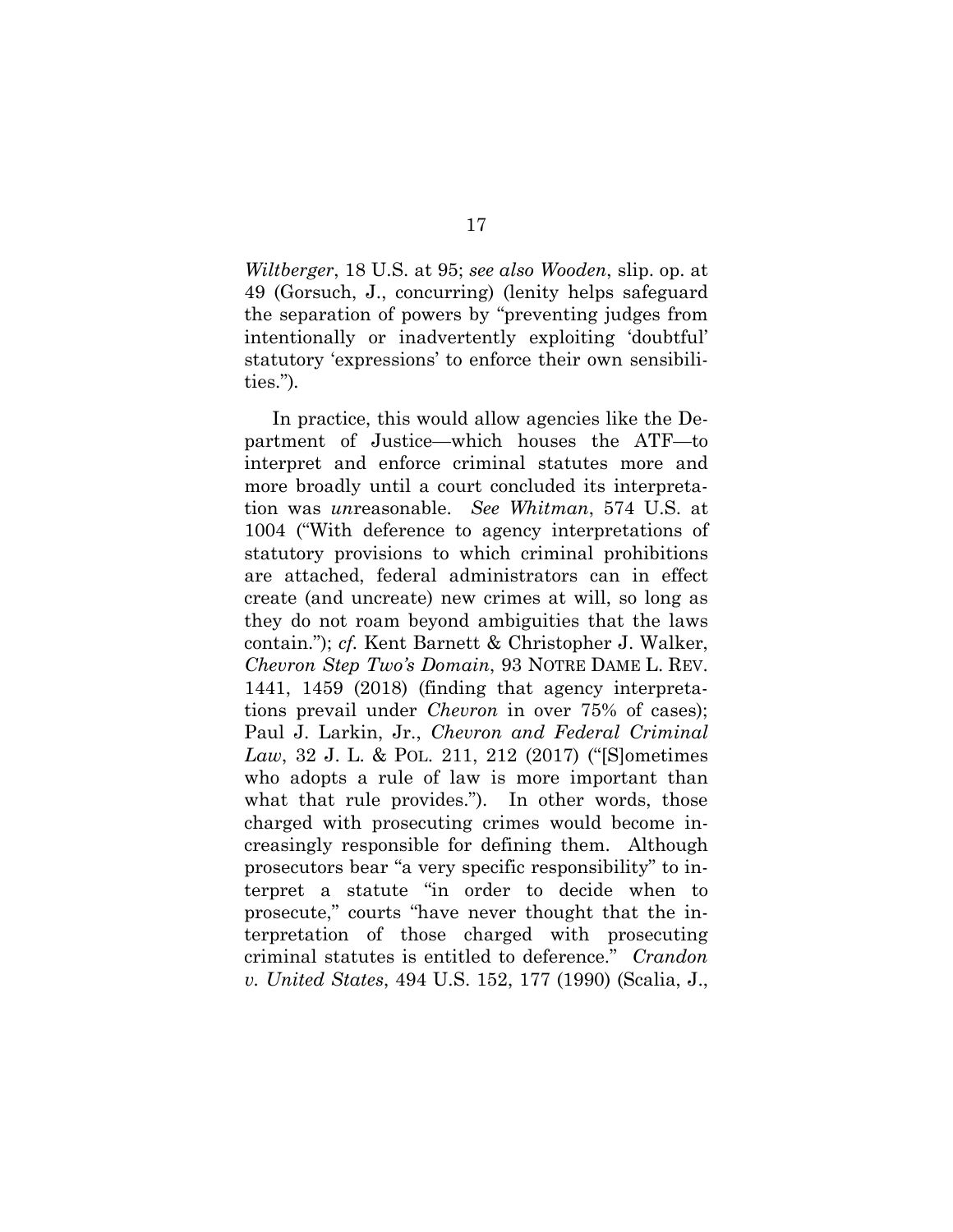*Wiltberger*, 18 U.S. at 95; *see also Wooden*, slip. op. at 49 (Gorsuch, J., concurring) (lenity helps safeguard the separation of powers by "preventing judges from intentionally or inadvertently exploiting 'doubtful' statutory 'expressions' to enforce their own sensibilities.").

In practice, this would allow agencies like the Department of Justice—which houses the ATF—to interpret and enforce criminal statutes more and more broadly until a court concluded its interpretation was *un*reasonable. *See Whitman*, 574 U.S. at 1004 ("With deference to agency interpretations of statutory provisions to which criminal prohibitions are attached, federal administrators can in effect create (and uncreate) new crimes at will, so long as they do not roam beyond ambiguities that the laws contain."); *cf.* Kent Barnett & Christopher J. Walker, *Chevron Step Two's Domain*, 93 NOTRE DAME L. REV. 1441, 1459 (2018) (finding that agency interpretations prevail under *Chevron* in over 75% of cases); Paul J. Larkin, Jr., *Chevron and Federal Criminal Law*, 32 J. L. & POL. 211, 212 (2017) ("[S]ometimes who adopts a rule of law is more important than what that rule provides."). In other words, those charged with prosecuting crimes would become increasingly responsible for defining them. Although prosecutors bear "a very specific responsibility" to interpret a statute "in order to decide when to prosecute," courts "have never thought that the interpretation of those charged with prosecuting criminal statutes is entitled to deference." *Crandon v. United States*, 494 U.S. 152, 177 (1990) (Scalia, J.,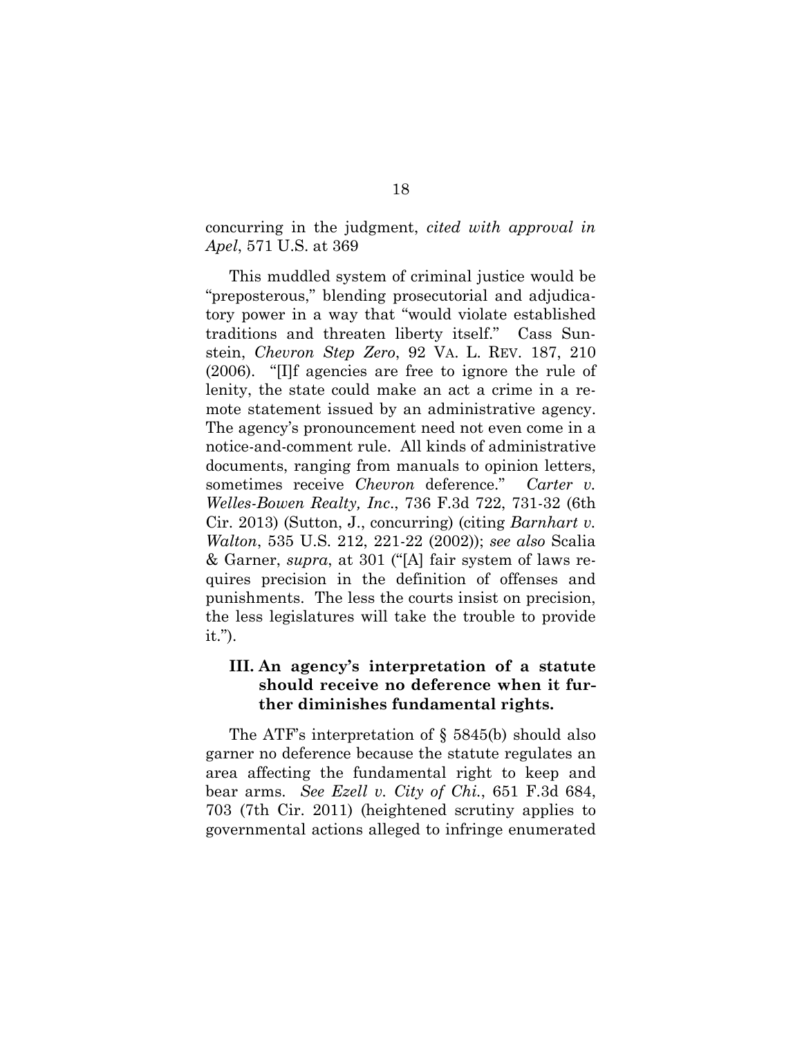concurring in the judgment, *cited with approval in Apel*, 571 U.S. at 369

This muddled system of criminal justice would be "preposterous," blending prosecutorial and adjudicatory power in a way that "would violate established traditions and threaten liberty itself." Cass Sunstein, *Chevron Step Zero*, 92 VA. L. REV. 187, 210 (2006). "[I]f agencies are free to ignore the rule of lenity, the state could make an act a crime in a remote statement issued by an administrative agency. The agency's pronouncement need not even come in a notice-and-comment rule. All kinds of administrative documents, ranging from manuals to opinion letters, sometimes receive *Chevron* deference." *Carter v. Welles-Bowen Realty, Inc*., 736 F.3d 722, 731-32 (6th Cir. 2013) (Sutton, J., concurring) (citing *Barnhart v. Walton*, 535 U.S. 212, 221-22 (2002)); *see also* Scalia & Garner, *supra*, at 301 ("[A] fair system of laws requires precision in the definition of offenses and punishments. The less the courts insist on precision, the less legislatures will take the trouble to provide it.").

### III. An agency's interpretation of a statute should receive no deference when it further diminishes fundamental rights.

The ATF's interpretation of § 5845(b) should also garner no deference because the statute regulates an area affecting the fundamental right to keep and bear arms. *See Ezell v. City of Chi.*, 651 F.3d 684, 703 (7th Cir. 2011) (heightened scrutiny applies to governmental actions alleged to infringe enumerated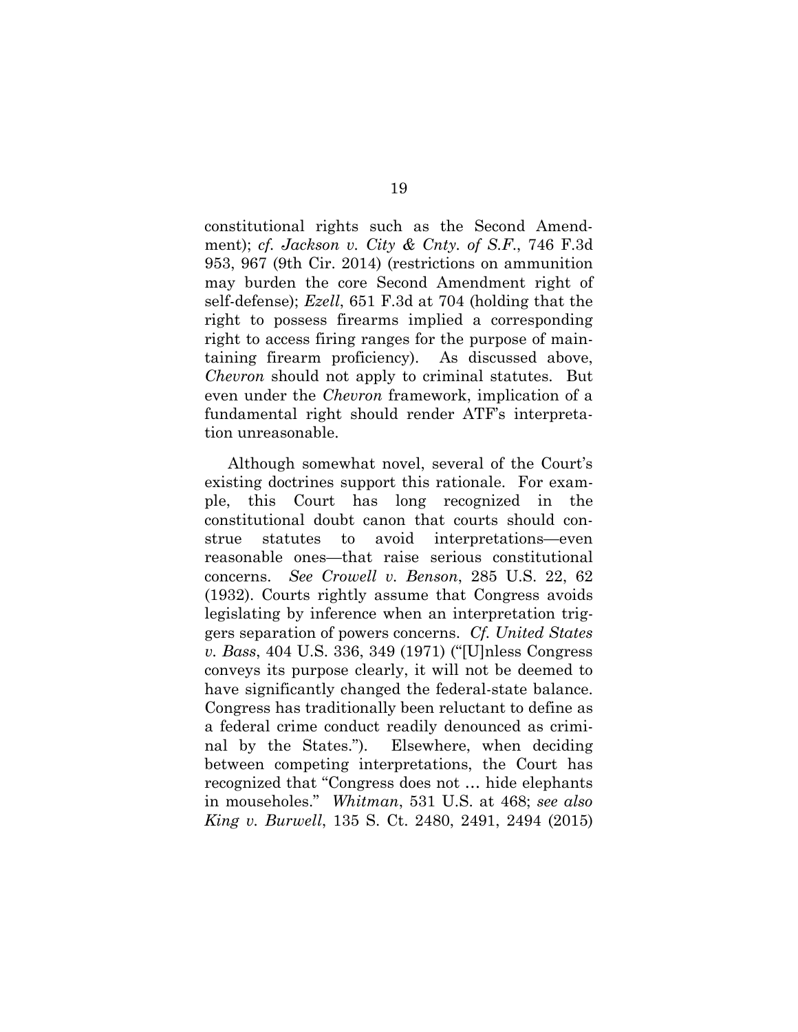constitutional rights such as the Second Amendment); *cf. Jackson v. City & Cnty. of S.F.*, 746 F.3d 953, 967 (9th Cir. 2014) (restrictions on ammunition may burden the core Second Amendment right of self-defense); *Ezell*, 651 F.3d at 704 (holding that the right to possess firearms implied a corresponding right to access firing ranges for the purpose of maintaining firearm proficiency). As discussed above, *Chevron* should not apply to criminal statutes. But even under the *Chevron* framework, implication of a fundamental right should render ATF's interpretation unreasonable.

Although somewhat novel, several of the Court's existing doctrines support this rationale. For example, this Court has long recognized in the constitutional doubt canon that courts should construe statutes to avoid interpretations—even reasonable ones—that raise serious constitutional concerns. *See Crowell v. Benson*, 285 U.S. 22, 62 (1932). Courts rightly assume that Congress avoids legislating by inference when an interpretation triggers separation of powers concerns. *Cf. United States v. Bass*, 404 U.S. 336, 349 (1971) ("[U]nless Congress conveys its purpose clearly, it will not be deemed to have significantly changed the federal-state balance. Congress has traditionally been reluctant to define as a federal crime conduct readily denounced as criminal by the States."). Elsewhere, when deciding between competing interpretations, the Court has recognized that "Congress does not … hide elephants in mouseholes." *Whitman*, 531 U.S. at 468; *see also King v. Burwell*, 135 S. Ct. 2480, 2491, 2494 (2015)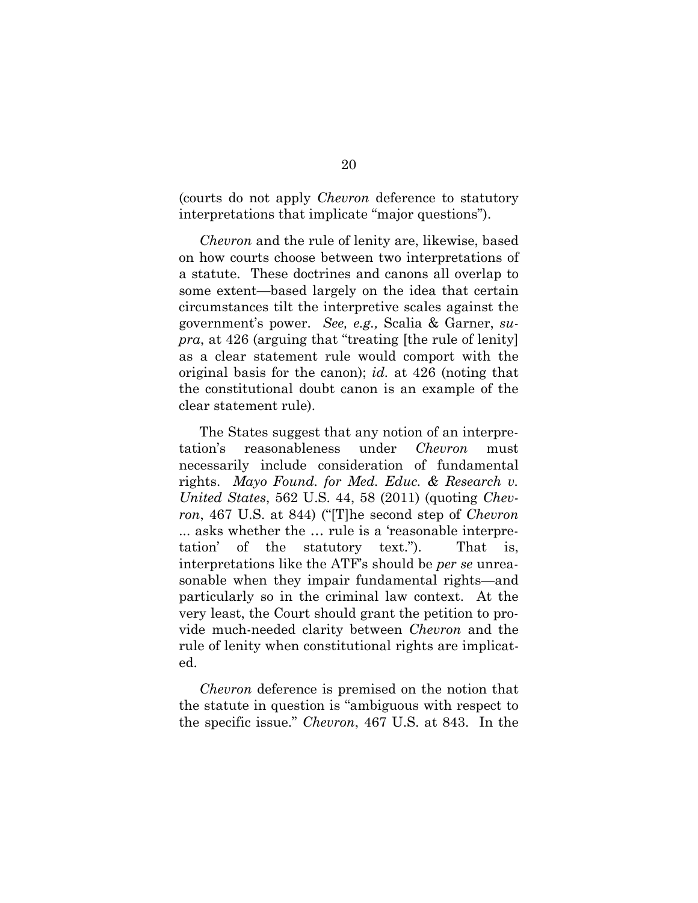(courts do not apply *Chevron* deference to statutory interpretations that implicate "major questions").

*Chevron* and the rule of lenity are, likewise, based on how courts choose between two interpretations of a statute. These doctrines and canons all overlap to some extent—based largely on the idea that certain circumstances tilt the interpretive scales against the government's power. *See, e.g.,* Scalia & Garner, *supra*, at 426 (arguing that "treating [the rule of lenity] as a clear statement rule would comport with the original basis for the canon); *id.* at 426 (noting that the constitutional doubt canon is an example of the clear statement rule).

The States suggest that any notion of an interpretation's reasonableness under *Chevron* must necessarily include consideration of fundamental rights. *Mayo Found. for Med. Educ. & Research v. United States*, 562 U.S. 44, 58 (2011) (quoting *Chevron*, 467 U.S. at 844) ("[T]he second step of *Chevron* ... asks whether the … rule is a 'reasonable interpretation' of the statutory text."). That is, interpretations like the ATF's should be *per se* unreasonable when they impair fundamental rights—and particularly so in the criminal law context. At the very least, the Court should grant the petition to provide much-needed clarity between *Chevron* and the rule of lenity when constitutional rights are implicated.

*Chevron* deference is premised on the notion that the statute in question is "ambiguous with respect to the specific issue." *Chevron*, 467 U.S. at 843. In the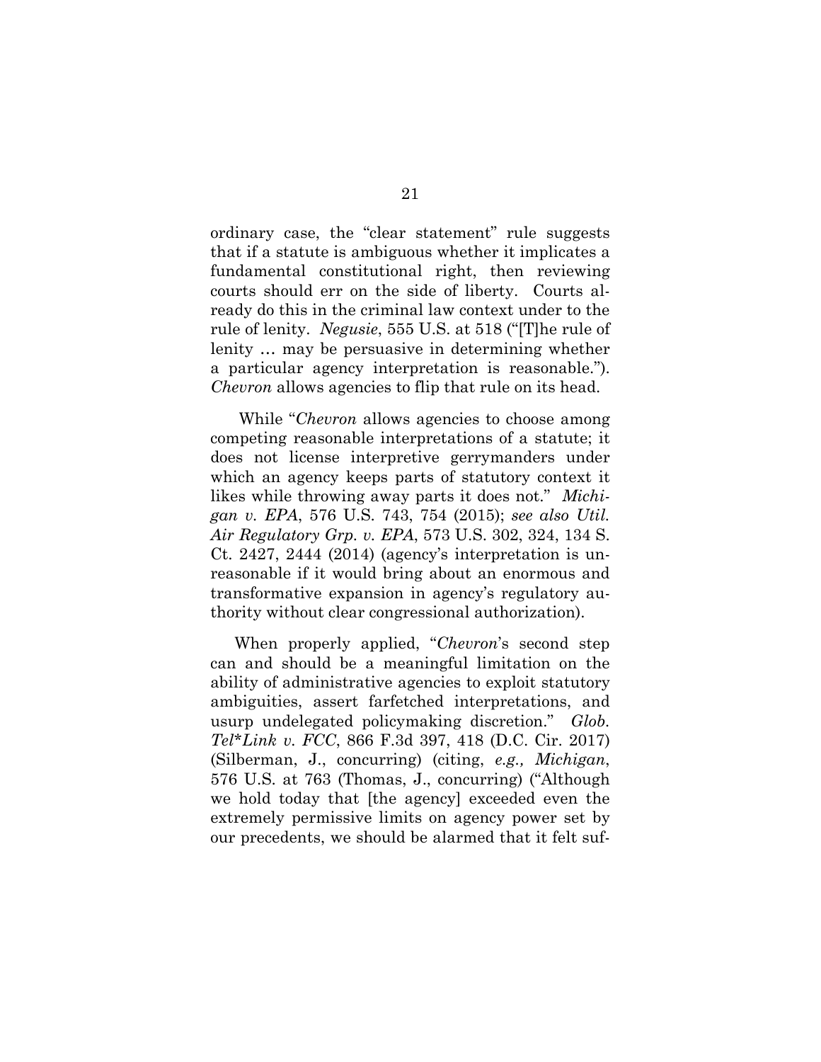ordinary case, the "clear statement" rule suggests that if a statute is ambiguous whether it implicates a fundamental constitutional right, then reviewing courts should err on the side of liberty. Courts already do this in the criminal law context under to the rule of lenity. *Negusie*, 555 U.S. at 518 ("[T]he rule of lenity … may be persuasive in determining whether a particular agency interpretation is reasonable."). *Chevron* allows agencies to flip that rule on its head.

While "*Chevron* allows agencies to choose among competing reasonable interpretations of a statute; it does not license interpretive gerrymanders under which an agency keeps parts of statutory context it likes while throwing away parts it does not." *Michigan v. EPA*, 576 U.S. 743, 754 (2015); *see also Util. Air Regulatory Grp. v. EPA*, 573 U.S. 302, 324, 134 S. Ct. 2427, 2444 (2014) (agency's interpretation is unreasonable if it would bring about an enormous and transformative expansion in agency's regulatory authority without clear congressional authorization).

When properly applied, "*Chevron*'s second step can and should be a meaningful limitation on the ability of administrative agencies to exploit statutory ambiguities, assert farfetched interpretations, and usurp undelegated policymaking discretion." *Glob. Tel*Link v. FCC*, 866 F.3d 397, 418 (D.C. Cir. 2017) (Silberman, J., concurring) (citing, *e.g., Michigan*, 576 U.S. at 763 (Thomas, J., concurring) ("Although we hold today that [the agency] exceeded even the extremely permissive limits on agency power set by our precedents, we should be alarmed that it felt suf-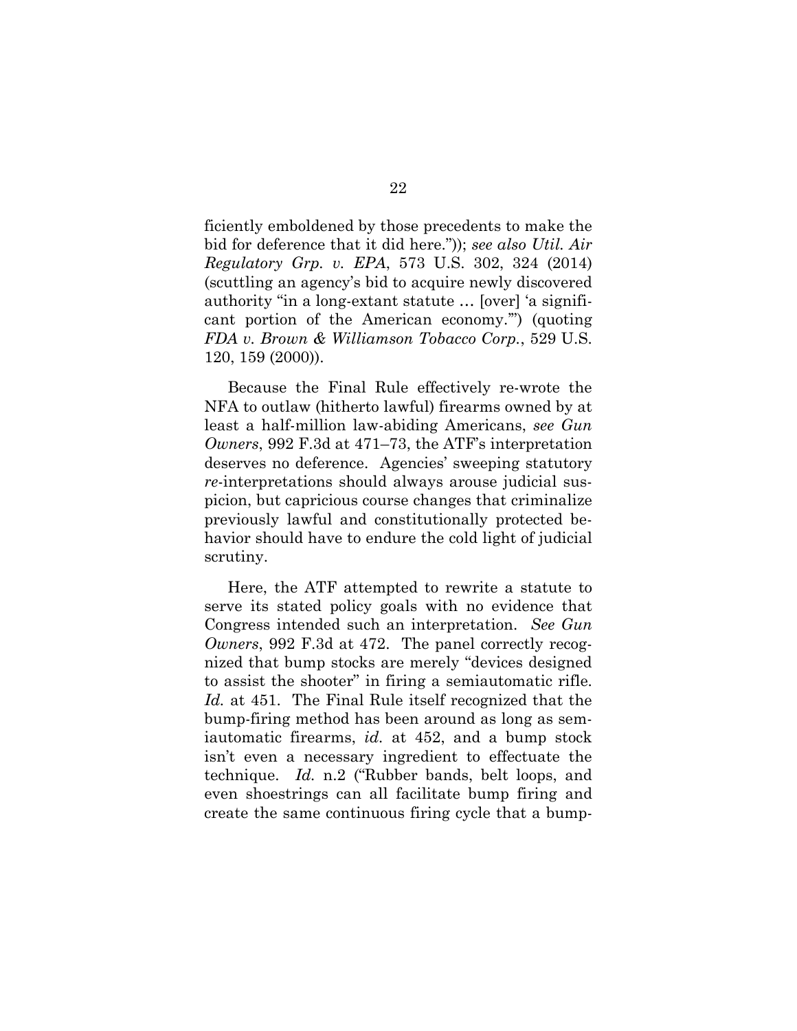ficiently emboldened by those precedents to make the bid for deference that it did here.")); *see also Util. Air Regulatory Grp. v. EPA*, 573 U.S. 302, 324 (2014) (scuttling an agency's bid to acquire newly discovered authority "in a long-extant statute … [over] 'a significant portion of the American economy.'") (quoting *FDA v. Brown & Williamson Tobacco Corp.*, 529 U.S. 120, 159 (2000)).

Because the Final Rule effectively re-wrote the NFA to outlaw (hitherto lawful) firearms owned by at least a half-million law-abiding Americans, *see Gun Owners*, 992 F.3d at 471–73, the ATF's interpretation deserves no deference. Agencies' sweeping statutory *re*-interpretations should always arouse judicial suspicion, but capricious course changes that criminalize previously lawful and constitutionally protected behavior should have to endure the cold light of judicial scrutiny.

Here, the ATF attempted to rewrite a statute to serve its stated policy goals with no evidence that Congress intended such an interpretation. *See Gun Owners*, 992 F.3d at 472. The panel correctly recognized that bump stocks are merely "devices designed to assist the shooter" in firing a semiautomatic rifle. *Id.* at 451. The Final Rule itself recognized that the bump-firing method has been around as long as semiautomatic firearms, *id.* at 452, and a bump stock isn't even a necessary ingredient to effectuate the technique. *Id.* n.2 ("Rubber bands, belt loops, and even shoestrings can all facilitate bump firing and create the same continuous firing cycle that a bump-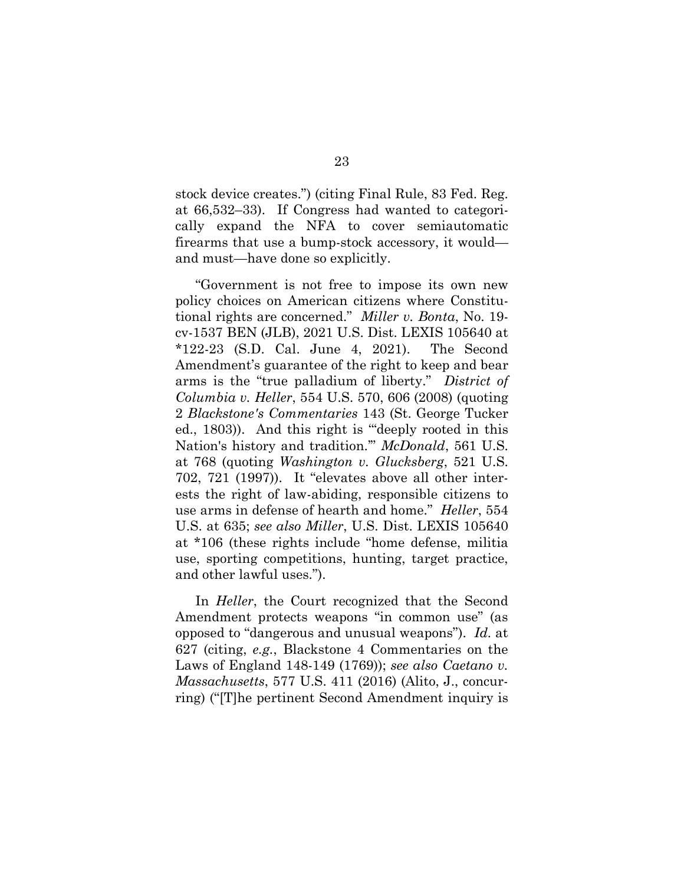stock device creates.") (citing Final Rule, 83 Fed. Reg. at 66,532–33). If Congress had wanted to categorically expand the NFA to cover semiautomatic firearms that use a bump-stock accessory, it would—and must—have done so explicitly.

"Government is not free to impose its own new policy choices on American citizens where Constitutional rights are concerned." *Miller v. Bonta*, No. 19-cv-1537 BEN (JLB), 2021 U.S. Dist. LEXIS 105640 at *122-23 (S.D. Cal. June 4, 2021). The Second Amendment's guarantee of the right to keep and bear arms is the "true palladium of liberty." *District of Columbia v. Heller*, 554 U.S. 570, 606 (2008) (quoting 2 *Blackstone's Commentaries* 143 (St. George Tucker ed., 1803)). And this right is "'deeply rooted in this Nation's history and tradition.'" *McDonald*, 561 U.S. at 768 (quoting *Washington v. Glucksberg*, 521 U.S. 702, 721 (1997)). It "elevates above all other interests the right of law-abiding, responsible citizens to use arms in defense of hearth and home." *Heller*, 554 U.S. at 635; *see also Miller*, U.S. Dist. LEXIS 105640 at *106 (these rights include "home defense, militia use, sporting competitions, hunting, target practice, and other lawful uses.").

In *Heller*, the Court recognized that the Second Amendment protects weapons "in common use" (as opposed to "dangerous and unusual weapons"). *Id.* at 627 (citing, *e.g.*, Blackstone 4 Commentaries on the Laws of England 148-149 (1769)); *see also Caetano v. Massachusetts*, 577 U.S. 411 (2016) (Alito, J., concurring) ("[T]he pertinent Second Amendment inquiry is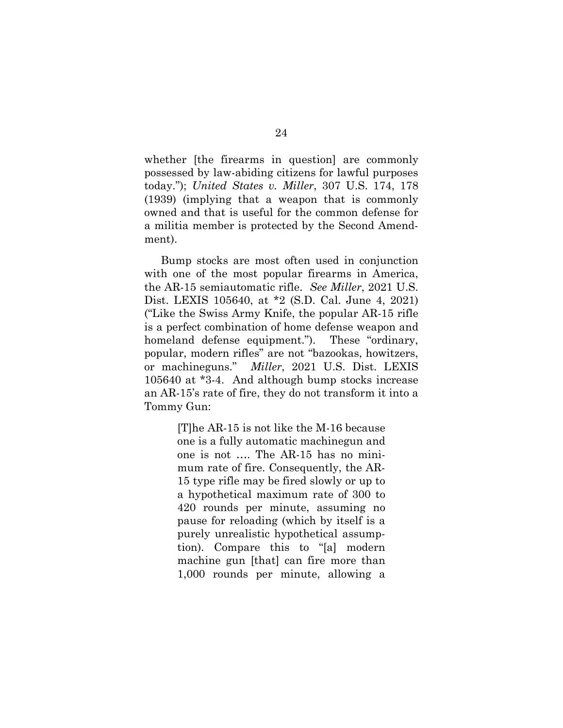whether [the firearms in question] are commonly possessed by law-abiding citizens for lawful purposes today."); *United States v. Miller*, 307 U.S. 174, 178 (1939) (implying that a weapon that is commonly owned and that is useful for the common defense for a militia member is protected by the Second Amendment).

Bump stocks are most often used in conjunction with one of the most popular firearms in America, the AR-15 semiautomatic rifle. *See Miller*, 2021 U.S. Dist. LEXIS 105640, at *2 (S.D. Cal. June 4, 2021) ("Like the Swiss Army Knife, the popular AR-15 rifle is a perfect combination of home defense weapon and homeland defense equipment."). These "ordinary, popular, modern rifles" are not "bazookas, howitzers, or machineguns." *Miller*, 2021 U.S. Dist. LEXIS 105640 at *3-4. And although bump stocks increase an AR-15's rate of fire, they do not transform it into a Tommy Gun:

> [T]he AR-15 is not like the M-16 because one is a fully automatic machinegun and one is not …. The AR-15 has no minimum rate of fire. Consequently, the AR-15 type rifle may be fired slowly or up to a hypothetical maximum rate of 300 to 420 rounds per minute, assuming no pause for reloading (which by itself is a purely unrealistic hypothetical assumption). Compare this to "[a] modern machine gun [that] can fire more than 1,000 rounds per minute, allowing a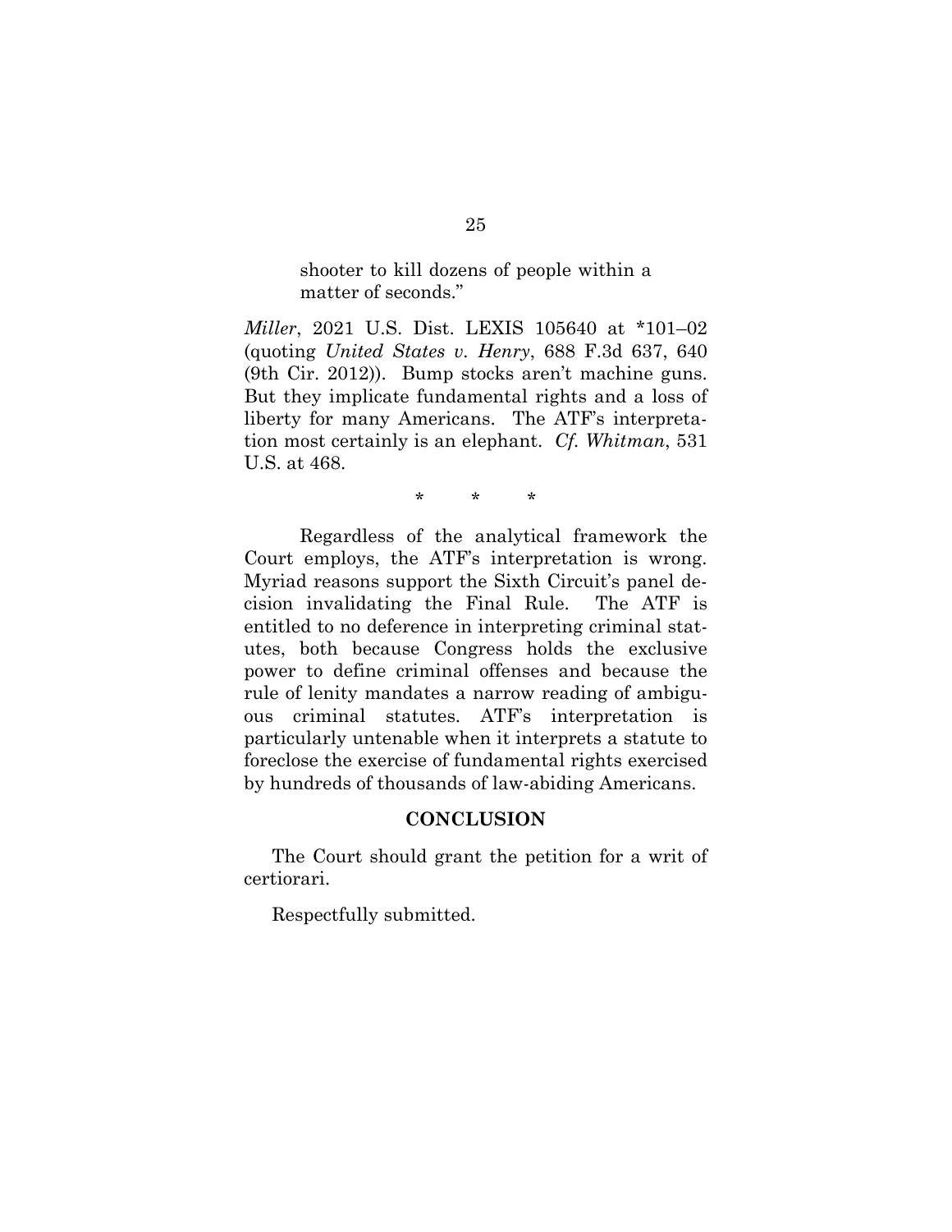> shooter to kill dozens of people within a matter of seconds."

*Miller*, 2021 U.S. Dist. LEXIS 105640 at *101–02 (quoting *United States v. Henry*, 688 F.3d 637, 640 (9th Cir. 2012)). Bump stocks aren't machine guns. But they implicate fundamental rights and a loss of liberty for many Americans. The ATF's interpretation most certainly is an elephant. *Cf. Whitman*, 531 U.S. at 468.

\* \* \*

Regardless of the analytical framework the Court employs, the ATF's interpretation is wrong. Myriad reasons support the Sixth Circuit's panel decision invalidating the Final Rule. The ATF is entitled to no deference in interpreting criminal statutes, both because Congress holds the exclusive power to define criminal offenses and because the rule of lenity mandates a narrow reading of ambiguous criminal statutes. ATF's interpretation is particularly untenable when it interprets a statute to foreclose the exercise of fundamental rights exercised by hundreds of thousands of law-abiding Americans.

## CONCLUSION

The Court should grant the petition for a writ of certiorari.

Respectfully submitted.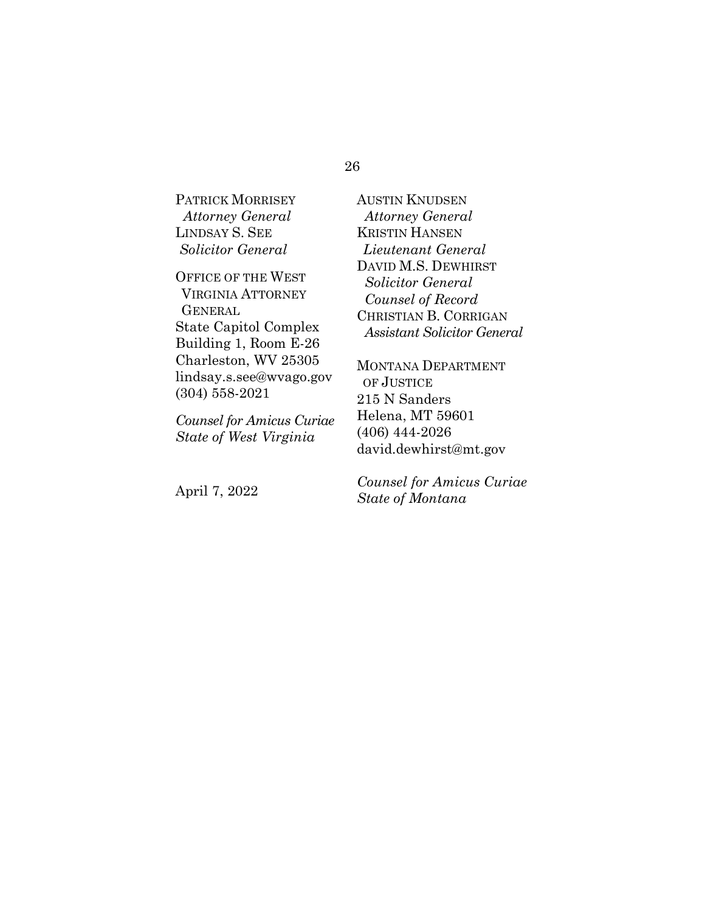PATRICK MORRISEY
*Attorney General*
LINDSAY S. SEE
*Solicitor General*

OFFICE OF THE WEST VIRGINIA ATTORNEY GENERAL
State Capitol Complex
Building 1, Room E-26
Charleston, WV 25305
lindsay.s.see@wvago.gov
(304) 558-2021

*Counsel for Amicus Curiae State of West Virginia*

AUSTIN KNUDSEN
*Attorney General*
KRISTIN HANSEN
*Lieutenant General*
DAVID M.S. DEWHIRST
*Solicitor General*
*Counsel of Record*
CHRISTIAN B. CORRIGAN
*Assistant Solicitor General*

MONTANA DEPARTMENT OF JUSTICE
215 N Sanders
Helena, MT 59601
(406) 444-2026
david.dewhirst@mt.gov

*Counsel for Amicus Curiae State of Montana*

April 7, 2022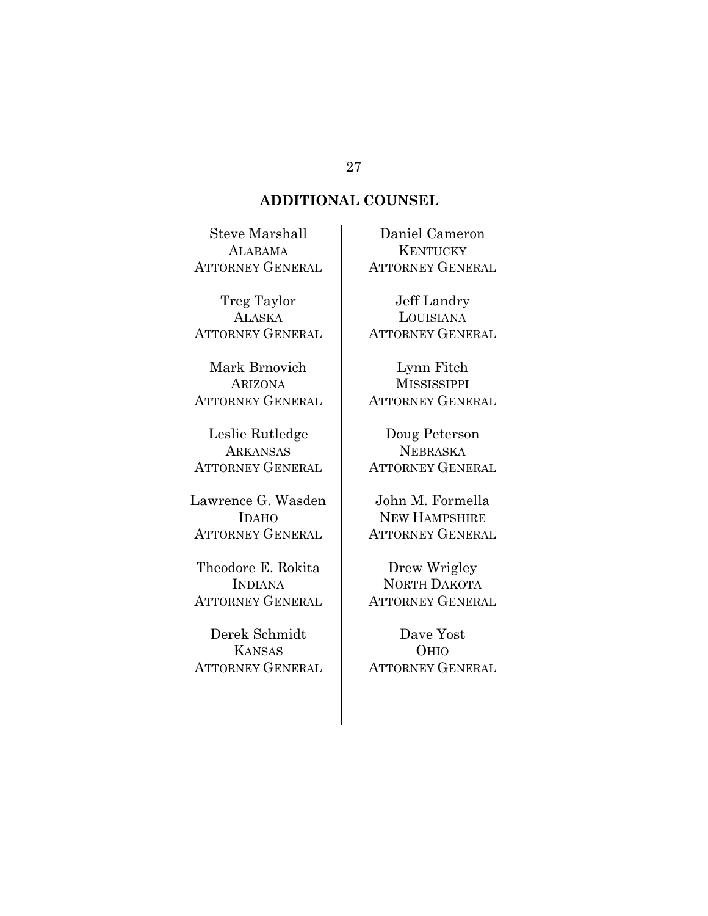## ADDITIONAL COUNSEL

Steve Marshall
ALABAMA
ATTORNEY GENERAL

Treg Taylor
ALASKA
ATTORNEY GENERAL

Mark Brnovich
ARIZONA
ATTORNEY GENERAL

Leslie Rutledge
ARKANSAS
ATTORNEY GENERAL

Lawrence G. Wasden
IDAHO
ATTORNEY GENERAL

Theodore E. Rokita
INDIANA
ATTORNEY GENERAL

Derek Schmidt
KANSAS
ATTORNEY GENERAL

Daniel Cameron
KENTUCKY
ATTORNEY GENERAL

Jeff Landry
LOUISIANA
ATTORNEY GENERAL

Lynn Fitch
MISSISSIPPI
ATTORNEY GENERAL

Doug Peterson
NEBRASKA
ATTORNEY GENERAL

John M. Formella
NEW HAMPSHIRE
ATTORNEY GENERAL

Drew Wrigley
NORTH DAKOTA
ATTORNEY GENERAL

Dave Yost
OHIO
ATTORNEY GENERAL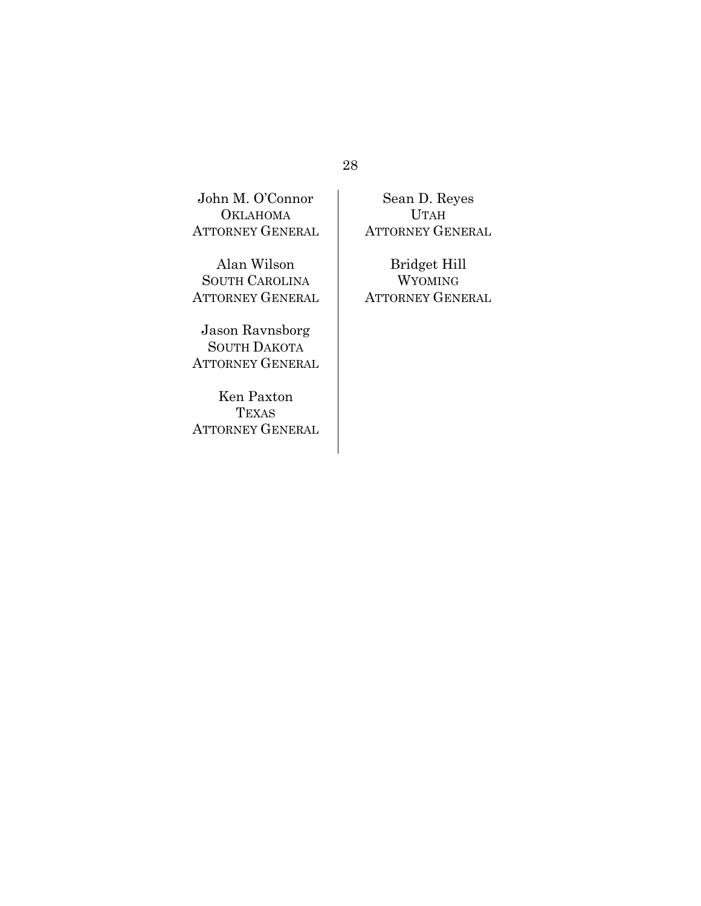John M. O'Connor
OKLAHOMA
ATTORNEY GENERAL

Alan Wilson
SOUTH CAROLINA
ATTORNEY GENERAL

Jason Ravnsborg
SOUTH DAKOTA
ATTORNEY GENERAL

Ken Paxton
TEXAS
ATTORNEY GENERAL

Sean D. Reyes
UTAH
ATTORNEY GENERAL

Bridget Hill
WYOMING
ATTORNEY GENERAL